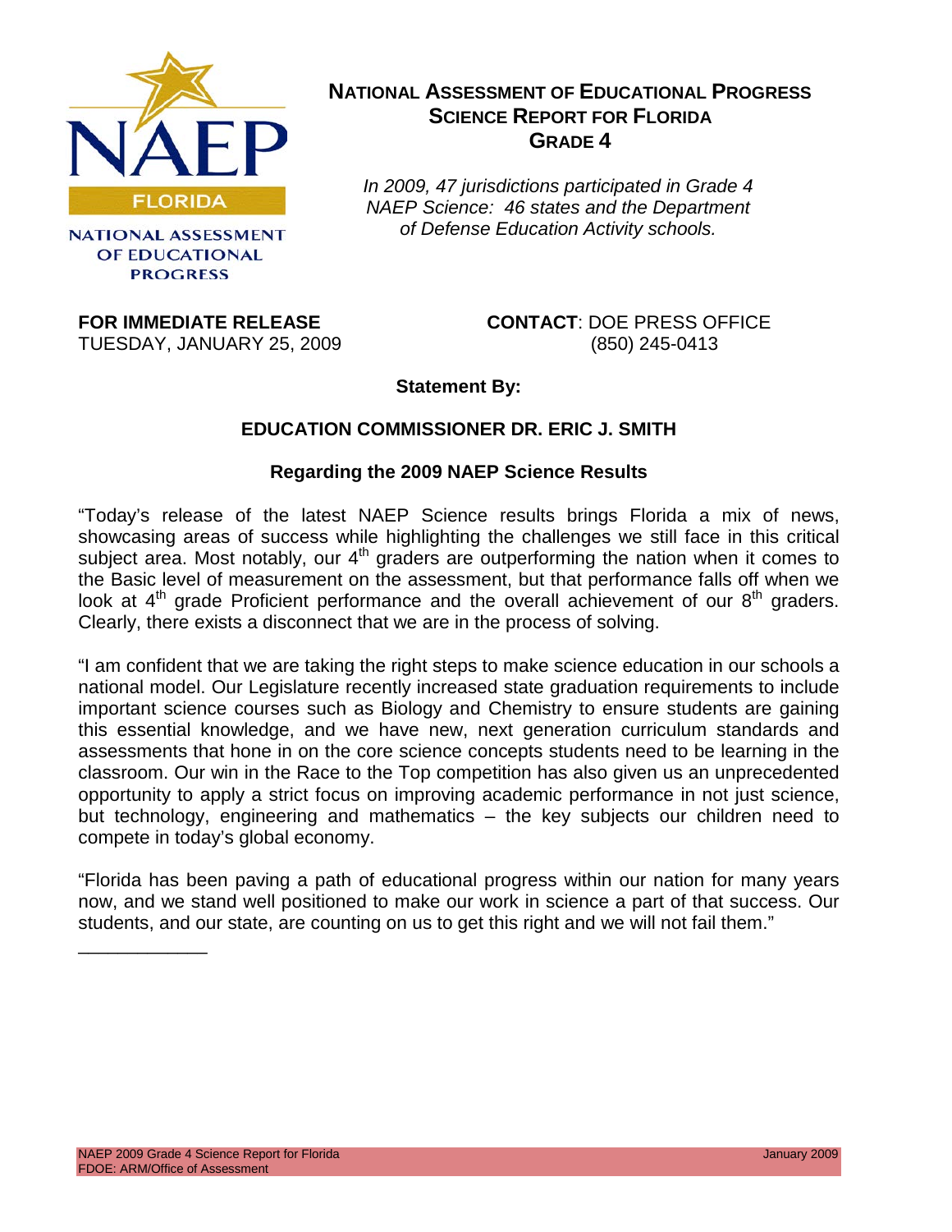NATIONAL ASSESSMENT OF EDUCATIONAL PROGRESS

# NATIONAL ASSESSMENT OF EDUCATIONAL PROGRESS SCIENCE REPORT FOR FLORIDA GRADE 4

*In 2009, 47 jurisdictions participated in Grade 4 NAEP Science: 46 states and the Department of Defense Education Activity schools.*

**FOR IMMEDIATE RELEASE**
TUESDAY, JANUARY 25, 2009

**CONTACT**: DOE PRESS OFFICE
(850) 245-0413

**Statement By:**

## EDUCATION COMMISSIONER DR. ERIC J. SMITH

### Regarding the 2009 NAEP Science Results

"Today's release of the latest NAEP Science results brings Florida a mix of news, showcasing areas of success while highlighting the challenges we still face in this critical subject area. Most notably, our 4th graders are outperforming the nation when it comes to the Basic level of measurement on the assessment, but that performance falls off when we look at 4th grade Proficient performance and the overall achievement of our 8th graders. Clearly, there exists a disconnect that we are in the process of solving.

"I am confident that we are taking the right steps to make science education in our schools a national model. Our Legislature recently increased state graduation requirements to include important science courses such as Biology and Chemistry to ensure students are gaining this essential knowledge, and we have new, next generation curriculum standards and assessments that hone in on the core science concepts students need to be learning in the classroom. Our win in the Race to the Top competition has also given us an unprecedented opportunity to apply a strict focus on improving academic performance in not just science, but technology, engineering and mathematics – the key subjects our children need to compete in today's global economy.

"Florida has been paving a path of educational progress within our nation for many years now, and we stand well positioned to make our work in science a part of that success. Our students, and our state, are counting on us to get this right and we will not fail them."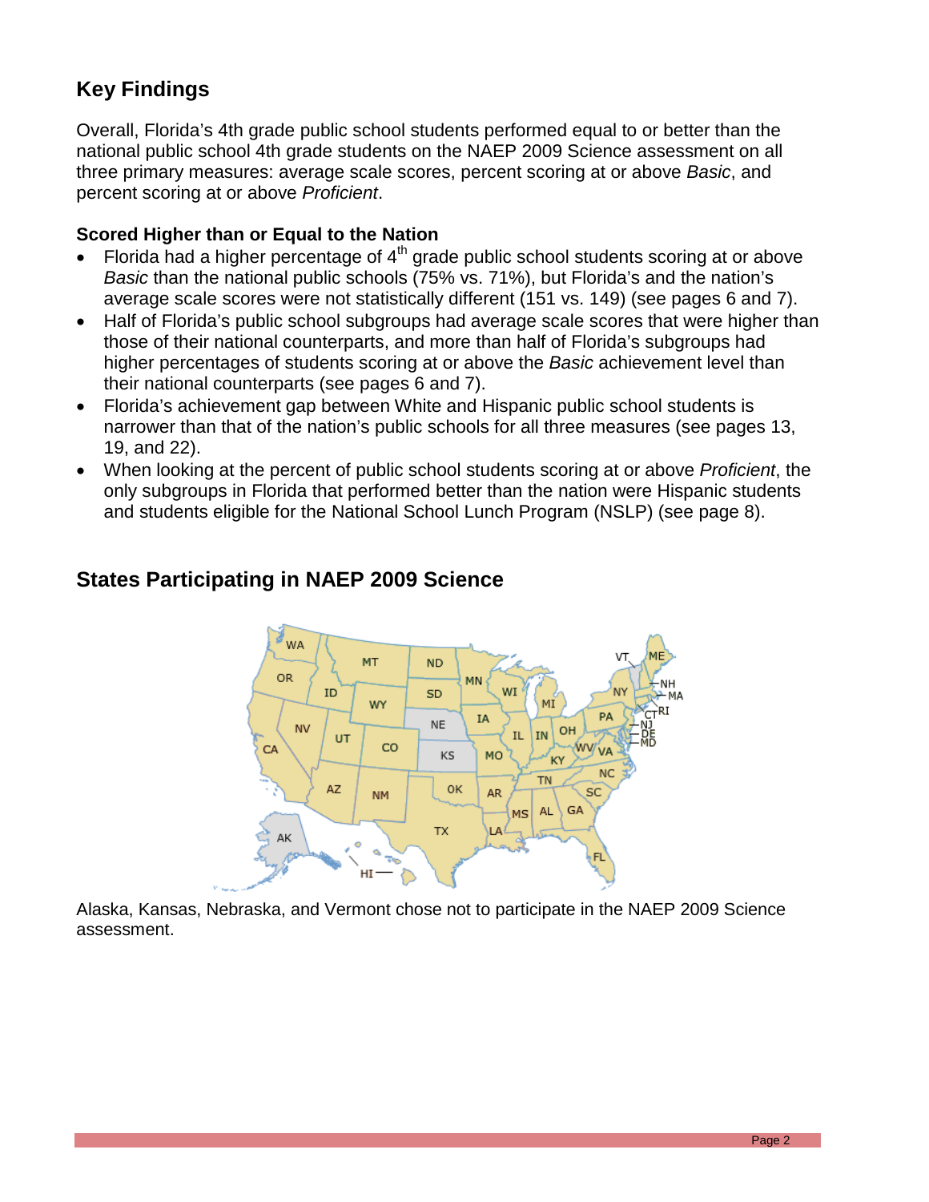## Key Findings

Overall, Florida's 4th grade public school students performed equal to or better than the national public school 4th grade students on the NAEP 2009 Science assessment on all three primary measures: average scale scores, percent scoring at or above *Basic*, and percent scoring at or above *Proficient*.

### Scored Higher than or Equal to the Nation

- Florida had a higher percentage of 4th grade public school students scoring at or above *Basic* than the national public schools (75% vs. 71%), but Florida's and the nation's average scale scores were not statistically different (151 vs. 149) (see pages 6 and 7).
- Half of Florida's public school subgroups had average scale scores that were higher than those of their national counterparts, and more than half of Florida's subgroups had higher percentages of students scoring at or above the *Basic* achievement level than their national counterparts (see pages 6 and 7).
- Florida's achievement gap between White and Hispanic public school students is narrower than that of the nation's public schools for all three measures (see pages 13, 19, and 22).
- When looking at the percent of public school students scoring at or above *Proficient*, the only subgroups in Florida that performed better than the nation were Hispanic students and students eligible for the National School Lunch Program (NSLP) (see page 8).

## States Participating in NAEP 2009 Science

Alaska, Kansas, Nebraska, and Vermont chose not to participate in the NAEP 2009 Science assessment.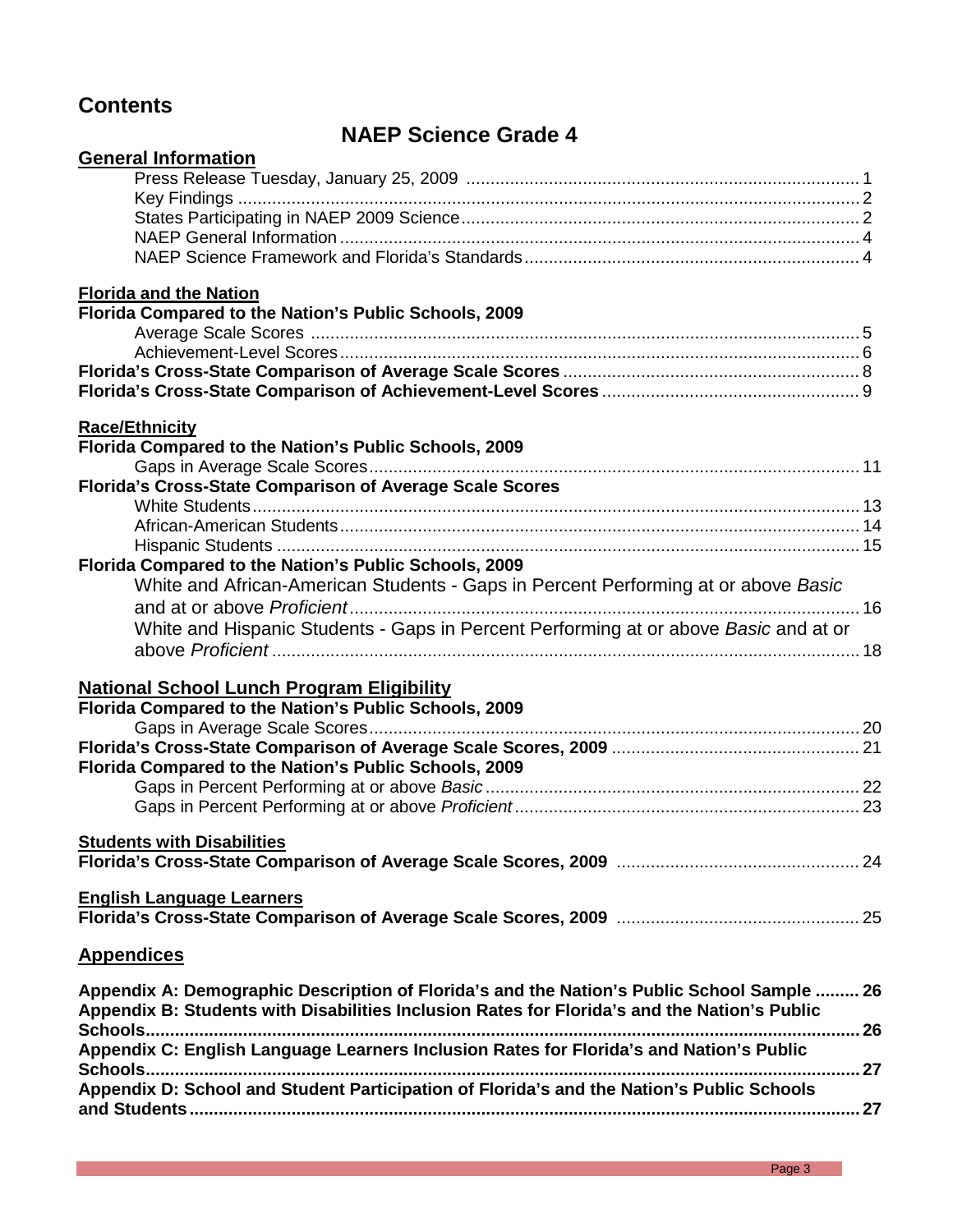# Contents

## NAEP Science Grade 4

**General Information**

- Press Release Tuesday, January 25, 2009 ........ 1
- Key Findings ........ 2
- States Participating in NAEP 2009 Science ........ 2
- NAEP General Information ........ 4
- NAEP Science Framework and Florida's Standards ........ 4

**Florida and the Nation**

**Florida Compared to the Nation's Public Schools, 2009**

- Average Scale Scores ........ 5
- Achievement-Level Scores ........ 6

**Florida's Cross-State Comparison of Average Scale Scores** ........ 8

**Florida's Cross-State Comparison of Achievement-Level Scores** ........ 9

**Race/Ethnicity**

**Florida Compared to the Nation's Public Schools, 2009**

- Gaps in Average Scale Scores ........ 11

**Florida's Cross-State Comparison of Average Scale Scores**

- White Students ........ 13
- African-American Students ........ 14
- Hispanic Students ........ 15

**Florida Compared to the Nation's Public Schools, 2009**

- White and African-American Students - Gaps in Percent Performing at or above *Basic* and at or above *Proficient* ........ 16
- White and Hispanic Students - Gaps in Percent Performing at or above *Basic* and at or above *Proficient* ........ 18

**National School Lunch Program Eligibility**

**Florida Compared to the Nation's Public Schools, 2009**

- Gaps in Average Scale Scores ........ 20

**Florida's Cross-State Comparison of Average Scale Scores, 2009** ........ 21

**Florida Compared to the Nation's Public Schools, 2009**

- Gaps in Percent Performing at or above *Basic* ........ 22
- Gaps in Percent Performing at or above *Proficient* ........ 23

**Students with Disabilities**

**Florida's Cross-State Comparison of Average Scale Scores, 2009** ........ 24

**English Language Learners**

**Florida's Cross-State Comparison of Average Scale Scores, 2009** ........ 25

**Appendices**

**Appendix A: Demographic Description of Florida's and the Nation's Public School Sample** ........ 26

**Appendix B: Students with Disabilities Inclusion Rates for Florida's and the Nation's Public Schools** ........ 26

**Appendix C: English Language Learners Inclusion Rates for Florida's and Nation's Public Schools** ........ 27

**Appendix D: School and Student Participation of Florida's and the Nation's Public Schools and Students** ........ 27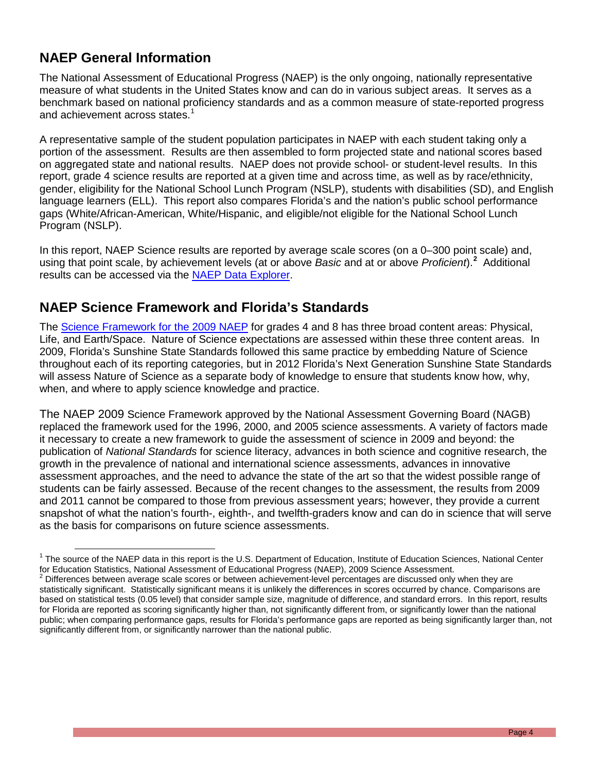## NAEP General Information

The National Assessment of Educational Progress (NAEP) is the only ongoing, nationally representative measure of what students in the United States know and can do in various subject areas. It serves as a benchmark based on national proficiency standards and as a common measure of state-reported progress and achievement across states.[1]

A representative sample of the student population participates in NAEP with each student taking only a portion of the assessment. Results are then assembled to form projected state and national scores based on aggregated state and national results. NAEP does not provide school- or student-level results. In this report, grade 4 science results are reported at a given time and across time, as well as by race/ethnicity, gender, eligibility for the National School Lunch Program (NSLP), students with disabilities (SD), and English language learners (ELL). This report also compares Florida's and the nation's public school performance gaps (White/African-American, White/Hispanic, and eligible/not eligible for the National School Lunch Program (NSLP).

In this report, NAEP Science results are reported by average scale scores (on a 0–300 point scale) and, using that point scale, by achievement levels (at or above *Basic* and at or above *Proficient*).[2] Additional results can be accessed via the NAEP Data Explorer.

## NAEP Science Framework and Florida's Standards

The Science Framework for the 2009 NAEP for grades 4 and 8 has three broad content areas: Physical, Life, and Earth/Space. Nature of Science expectations are assessed within these three content areas. In 2009, Florida's Sunshine State Standards followed this same practice by embedding Nature of Science throughout each of its reporting categories, but in 2012 Florida's Next Generation Sunshine State Standards will assess Nature of Science as a separate body of knowledge to ensure that students know how, why, when, and where to apply science knowledge and practice.

The NAEP 2009 Science Framework approved by the National Assessment Governing Board (NAGB) replaced the framework used for the 1996, 2000, and 2005 science assessments. A variety of factors made it necessary to create a new framework to guide the assessment of science in 2009 and beyond: the publication of *National Standards* for science literacy, advances in both science and cognitive research, the growth in the prevalence of national and international science assessments, advances in innovative assessment approaches, and the need to advance the state of the art so that the widest possible range of students can be fairly assessed. Because of the recent changes to the assessment, the results from 2009 and 2011 cannot be compared to those from previous assessment years; however, they provide a current snapshot of what the nation's fourth-, eighth-, and twelfth-graders know and can do in science that will serve as the basis for comparisons on future science assessments.

---

[1] The source of the NAEP data in this report is the U.S. Department of Education, Institute of Education Sciences, National Center for Education Statistics, National Assessment of Educational Progress (NAEP), 2009 Science Assessment.

[2] Differences between average scale scores or between achievement-level percentages are discussed only when they are statistically significant. Statistically significant means it is unlikely the differences in scores occurred by chance. Comparisons are based on statistical tests (0.05 level) that consider sample size, magnitude of difference, and standard errors. In this report, results for Florida are reported as scoring significantly higher than, not significantly different from, or significantly lower than the national public; when comparing performance gaps, results for Florida's performance gaps are reported as being significantly larger than, not significantly different from, or significantly narrower than the national public.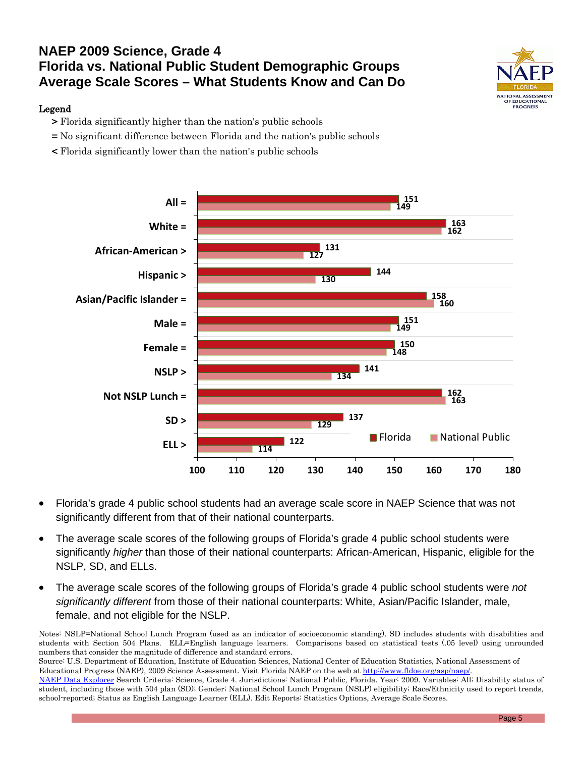# NAEP 2009 Science, Grade 4
## Florida vs. National Public Student Demographic Groups
## Average Scale Scores – What Students Know and Can Do

**Legend**

- **>** Florida significantly higher than the nation's public schools
- **=** No significant difference between Florida and the nation's public schools
- **<** Florida significantly lower than the nation's public schools

| Group | Florida | National Public |
|---|---|---|
| All = | 151 | 149 |
| White = | 163 | 162 |
| African-American > | 131 | 127 |
| Hispanic > | 144 | 130 |
| Asian/Pacific Islander = | 158 | 160 |
| Male = | 151 | 149 |
| Female = | 150 | 148 |
| NSLP > | 141 | 134 |
| Not NSLP Lunch = | 162 | 163 |
| SD > | 137 | 129 |
| ELL > | 122 | 114 |

- Florida's grade 4 public school students had an average scale score in NAEP Science that was not significantly different from that of their national counterparts.
- The average scale scores of the following groups of Florida's grade 4 public school students were significantly *higher* than those of their national counterparts: African-American, Hispanic, eligible for the NSLP, SD, and ELLs.
- The average scale scores of the following groups of Florida's grade 4 public school students were *not significantly different* from those of their national counterparts: White, Asian/Pacific Islander, male, female, and not eligible for the NSLP.

Notes: NSLP=National School Lunch Program (used as an indicator of socioeconomic standing). SD includes students with disabilities and students with Section 504 Plans. ELL=English language learners. Comparisons based on statistical tests (.05 level) using unrounded numbers that consider the magnitude of difference and standard errors.

Source: U.S. Department of Education, Institute of Education Sciences, National Center of Education Statistics, National Assessment of Educational Progress (NAEP), 2009 Science Assessment. Visit Florida NAEP on the web at http://www.fldoe.org/asp/naep/.

NAEP Data Explorer Search Criteria: Science, Grade 4. Jurisdictions: National Public, Florida. Year: 2009. Variables: All; Disability status of student, including those with 504 plan (SD); Gender; National School Lunch Program (NSLP) eligibility; Race/Ethnicity used to report trends, school-reported; Status as English Language Learner (ELL). Edit Reports: Statistics Options, Average Scale Scores.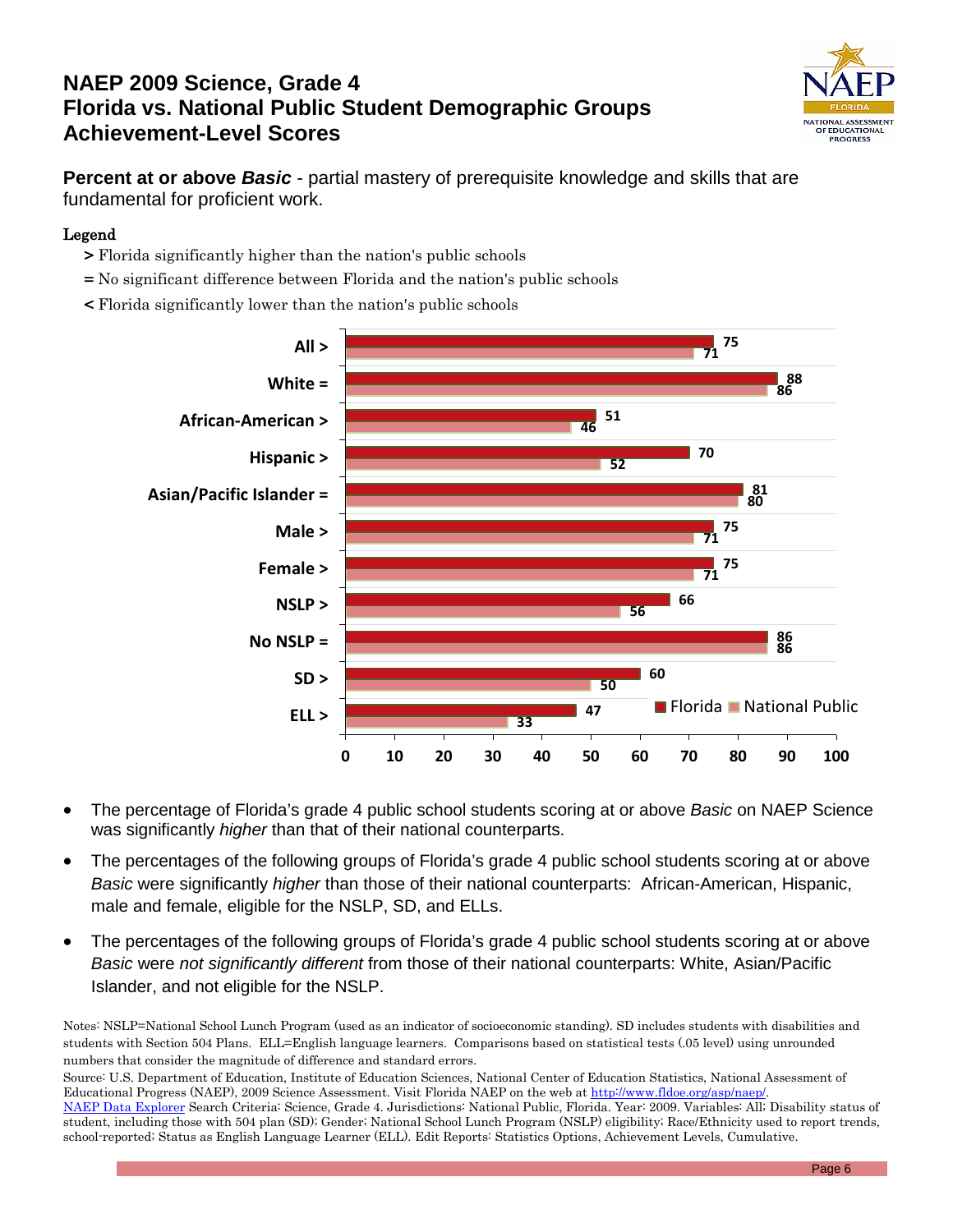# NAEP 2009 Science, Grade 4
# Florida vs. National Public Student Demographic Groups
# Achievement-Level Scores

**Percent at or above *Basic*** - partial mastery of prerequisite knowledge and skills that are fundamental for proficient work.

**Legend**

- **>** Florida significantly higher than the nation's public schools
- **=** No significant difference between Florida and the nation's public schools
- **<** Florida significantly lower than the nation's public schools

| Group | Florida | National Public |
|---|---|---|
| All > | 75 | 71 |
| White = | 88 | 86 |
| African-American > | 51 | 46 |
| Hispanic > | 70 | 52 |
| Asian/Pacific Islander = | 81 | 80 |
| Male > | 75 | 71 |
| Female > | 75 | 71 |
| NSLP > | 66 | 56 |
| No NSLP = | 86 | 86 |
| SD > | 60 | 50 |
| ELL > | 47 | 33 |

- The percentage of Florida's grade 4 public school students scoring at or above *Basic* on NAEP Science was significantly *higher* than that of their national counterparts.
- The percentages of the following groups of Florida's grade 4 public school students scoring at or above *Basic* were significantly *higher* than those of their national counterparts: African-American, Hispanic, male and female, eligible for the NSLP, SD, and ELLs.
- The percentages of the following groups of Florida's grade 4 public school students scoring at or above *Basic* were *not significantly different* from those of their national counterparts: White, Asian/Pacific Islander, and not eligible for the NSLP.

Notes: NSLP=National School Lunch Program (used as an indicator of socioeconomic standing). SD includes students with disabilities and students with Section 504 Plans. ELL=English language learners. Comparisons based on statistical tests (.05 level) using unrounded numbers that consider the magnitude of difference and standard errors.

Source: U.S. Department of Education, Institute of Education Sciences, National Center of Education Statistics, National Assessment of Educational Progress (NAEP), 2009 Science Assessment. Visit Florida NAEP on the web at http://www.fldoe.org/asp/naep/.
NAEP Data Explorer Search Criteria: Science, Grade 4. Jurisdictions: National Public, Florida. Year: 2009. Variables: All; Disability status of student, including those with 504 plan (SD); Gender; National School Lunch Program (NSLP) eligibility; Race/Ethnicity used to report trends, school-reported; Status as English Language Learner (ELL). Edit Reports: Statistics Options, Achievement Levels, Cumulative.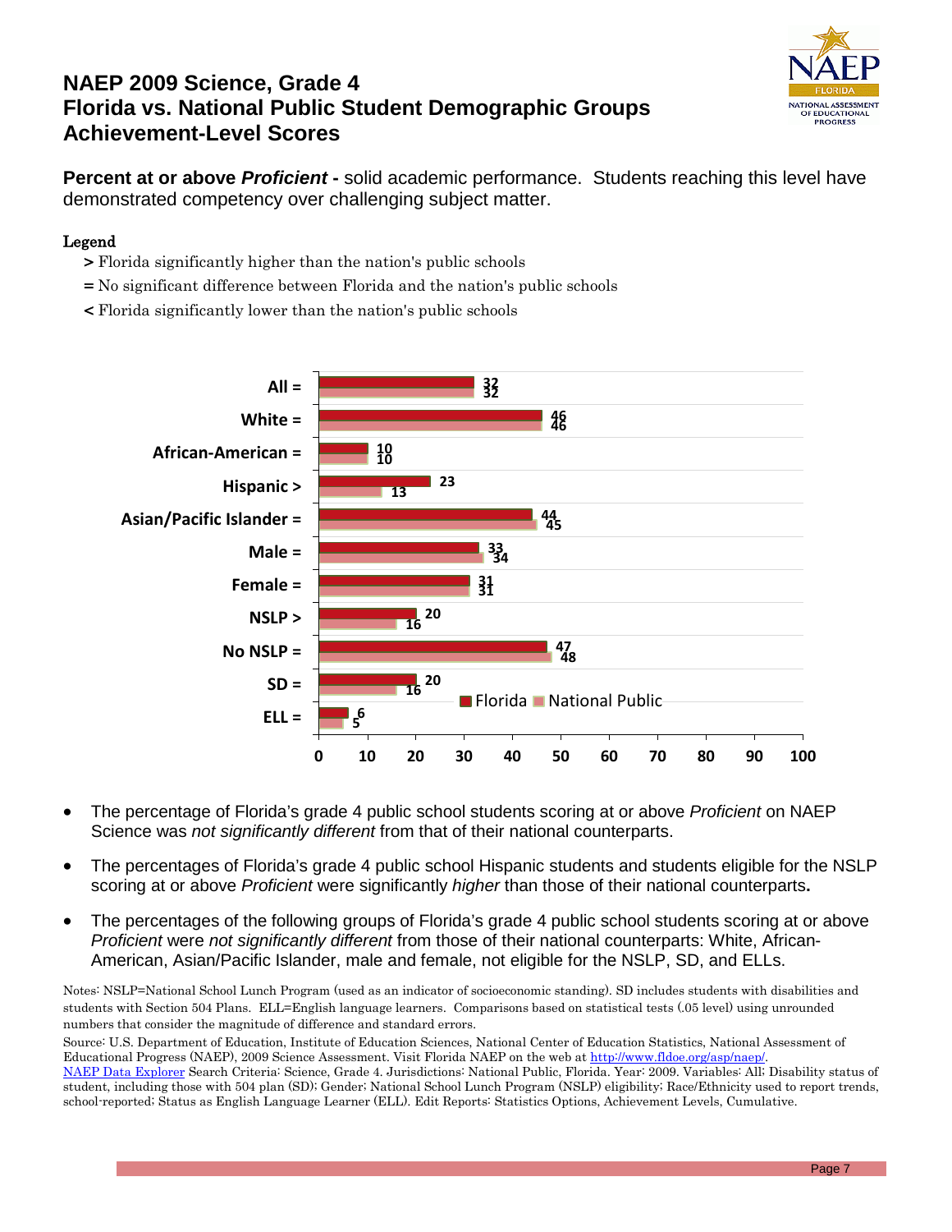# NAEP 2009 Science, Grade 4
# Florida vs. National Public Student Demographic Groups Achievement-Level Scores

**Percent at or above *Proficient* -** solid academic performance. Students reaching this level have demonstrated competency over challenging subject matter.

**Legend**

- **>** Florida significantly higher than the nation's public schools
- **=** No significant difference between Florida and the nation's public schools
- **<** Florida significantly lower than the nation's public schools

| Group | Florida | National Public |
|---|---|---|
| All = | 32 | 32 |
| White = | 46 | 46 |
| African-American = | 10 | 10 |
| Hispanic > | 23 | 13 |
| Asian/Pacific Islander = | 44 | 45 |
| Male = | 33 | 34 |
| Female = | 31 | 31 |
| NSLP > | 20 | 16 |
| No NSLP = | 47 | 48 |
| SD = | 20 | 16 |
| ELL = | 6 | 5 |

- The percentage of Florida's grade 4 public school students scoring at or above *Proficient* on NAEP Science was *not significantly different* from that of their national counterparts.
- The percentages of Florida's grade 4 public school Hispanic students and students eligible for the NSLP scoring at or above *Proficient* were significantly *higher* than those of their national counterparts**.**
- The percentages of the following groups of Florida's grade 4 public school students scoring at or above *Proficient* were *not significantly different* from those of their national counterparts: White, African-American, Asian/Pacific Islander, male and female, not eligible for the NSLP, SD, and ELLs.

Notes: NSLP=National School Lunch Program (used as an indicator of socioeconomic standing). SD includes students with disabilities and students with Section 504 Plans. ELL=English language learners. Comparisons based on statistical tests (.05 level) using unrounded numbers that consider the magnitude of difference and standard errors.

Source: U.S. Department of Education, Institute of Education Sciences, National Center of Education Statistics, National Assessment of Educational Progress (NAEP), 2009 Science Assessment. Visit Florida NAEP on the web at http://www.fldoe.org/asp/naep/.
NAEP Data Explorer Search Criteria: Science, Grade 4. Jurisdictions: National Public, Florida. Year: 2009. Variables: All; Disability status of student, including those with 504 plan (SD); Gender; National School Lunch Program (NSLP) eligibility; Race/Ethnicity used to report trends, school-reported; Status as English Language Learner (ELL). Edit Reports: Statistics Options, Achievement Levels, Cumulative.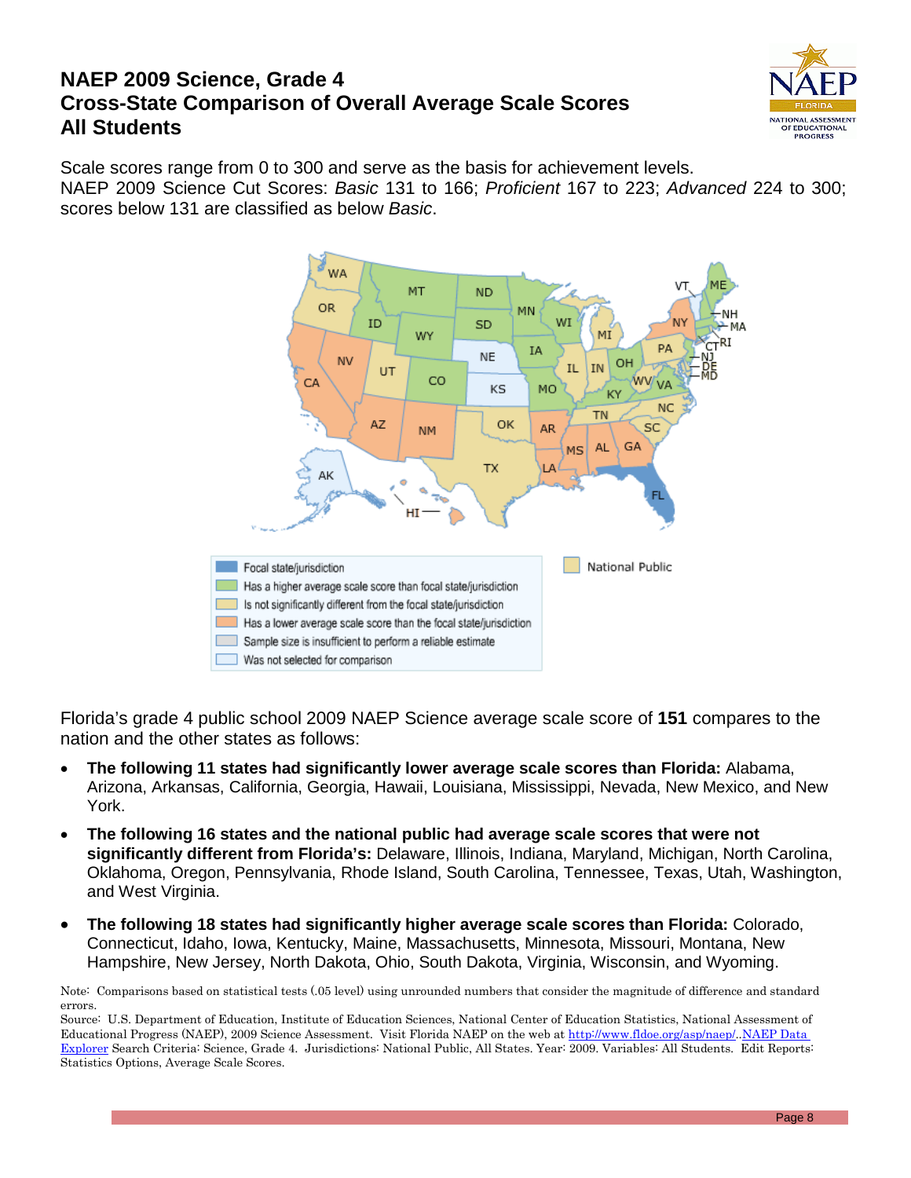# NAEP 2009 Science, Grade 4
# Cross-State Comparison of Overall Average Scale Scores
# All Students

Scale scores range from 0 to 300 and serve as the basis for achievement levels.
NAEP 2009 Science Cut Scores: *Basic* 131 to 166; *Proficient* 167 to 223; *Advanced* 224 to 300; scores below 131 are classified as below *Basic*.

Florida's grade 4 public school 2009 NAEP Science average scale score of **151** compares to the nation and the other states as follows:

- **The following 11 states had significantly lower average scale scores than Florida:** Alabama, Arizona, Arkansas, California, Georgia, Hawaii, Louisiana, Mississippi, Nevada, New Mexico, and New York.
- **The following 16 states and the national public had average scale scores that were not significantly different from Florida's:** Delaware, Illinois, Indiana, Maryland, Michigan, North Carolina, Oklahoma, Oregon, Pennsylvania, Rhode Island, South Carolina, Tennessee, Texas, Utah, Washington, and West Virginia.
- **The following 18 states had significantly higher average scale scores than Florida:** Colorado, Connecticut, Idaho, Iowa, Kentucky, Maine, Massachusetts, Minnesota, Missouri, Montana, New Hampshire, New Jersey, North Dakota, Ohio, South Dakota, Virginia, Wisconsin, and Wyoming.

Note: Comparisons based on statistical tests (.05 level) using unrounded numbers that consider the magnitude of difference and standard errors.

Source: U.S. Department of Education, Institute of Education Sciences, National Center of Education Statistics, National Assessment of Educational Progress (NAEP), 2009 Science Assessment. Visit Florida NAEP on the web at http://www.fldoe.org/asp/naep/..NAEP Data Explorer Search Criteria: Science, Grade 4. Jurisdictions: National Public, All States. Year: 2009. Variables: All Students. Edit Reports: Statistics Options, Average Scale Scores.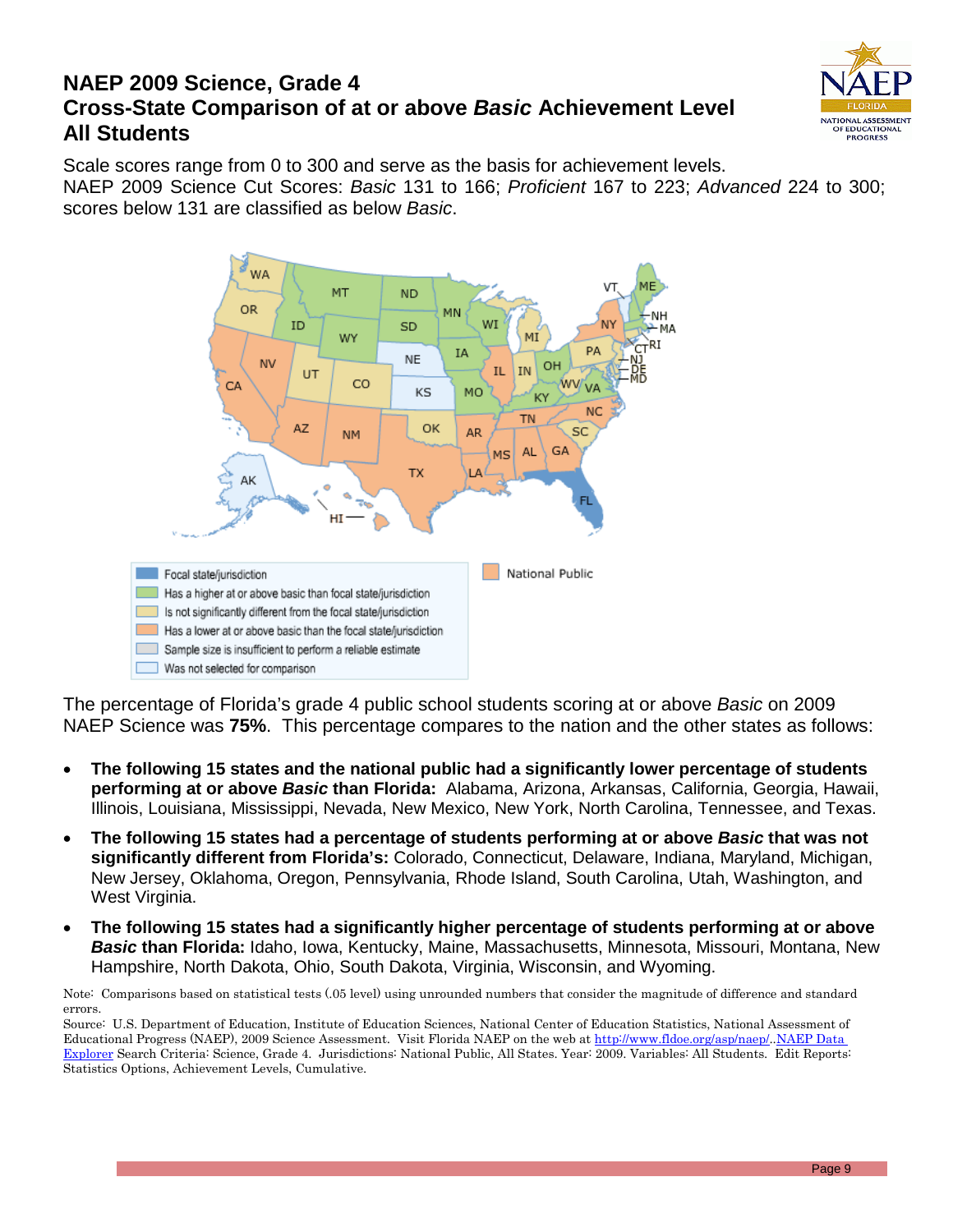# NAEP 2009 Science, Grade 4
# Cross-State Comparison of at or above *Basic* Achievement Level
# All Students

Scale scores range from 0 to 300 and serve as the basis for achievement levels.
NAEP 2009 Science Cut Scores: *Basic* 131 to 166; *Proficient* 167 to 223; *Advanced* 224 to 300; scores below 131 are classified as below *Basic*.

- Focal state/jurisdiction
- Has a higher at or above basic than focal state/jurisdiction
- Is not significantly different from the focal state/jurisdiction
- Has a lower at or above basic than the focal state/jurisdiction
- Sample size is insufficient to perform a reliable estimate
- Was not selected for comparison

National Public

The percentage of Florida's grade 4 public school students scoring at or above *Basic* on 2009 NAEP Science was **75%**. This percentage compares to the nation and the other states as follows:

- **The following 15 states and the national public had a significantly lower percentage of students performing at or above *Basic* than Florida:** Alabama, Arizona, Arkansas, California, Georgia, Hawaii, Illinois, Louisiana, Mississippi, Nevada, New Mexico, New York, North Carolina, Tennessee, and Texas.
- **The following 15 states had a percentage of students performing at or above *Basic* that was not significantly different from Florida's:** Colorado, Connecticut, Delaware, Indiana, Maryland, Michigan, New Jersey, Oklahoma, Oregon, Pennsylvania, Rhode Island, South Carolina, Utah, Washington, and West Virginia.
- **The following 15 states had a significantly higher percentage of students performing at or above *Basic* than Florida:** Idaho, Iowa, Kentucky, Maine, Massachusetts, Minnesota, Missouri, Montana, New Hampshire, North Dakota, Ohio, South Dakota, Virginia, Wisconsin, and Wyoming.

Note: Comparisons based on statistical tests (.05 level) using unrounded numbers that consider the magnitude of difference and standard errors.

Source: U.S. Department of Education, Institute of Education Sciences, National Center of Education Statistics, National Assessment of Educational Progress (NAEP), 2009 Science Assessment. Visit Florida NAEP on the web at http://www.fldoe.org/asp/naep/..NAEP Data Explorer Search Criteria: Science, Grade 4. Jurisdictions: National Public, All States. Year: 2009. Variables: All Students. Edit Reports: Statistics Options, Achievement Levels, Cumulative.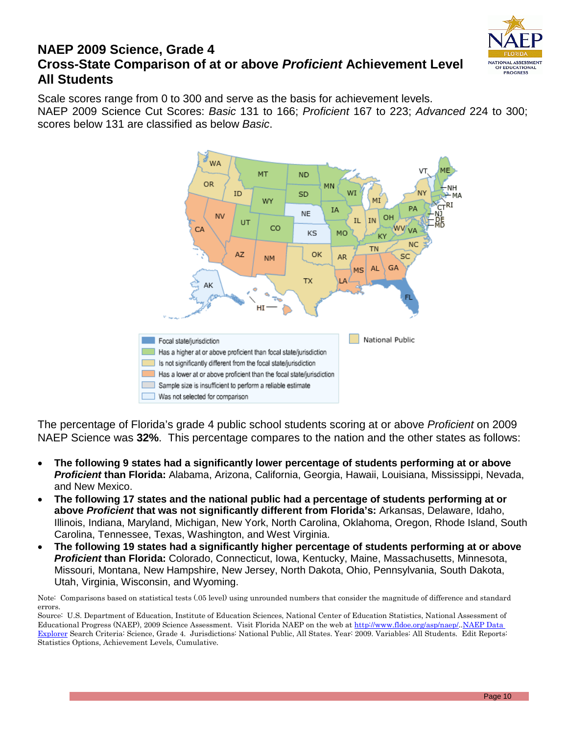# NAEP 2009 Science, Grade 4
## Cross-State Comparison of at or above *Proficient* Achievement Level
## All Students

Scale scores range from 0 to 300 and serve as the basis for achievement levels.
NAEP 2009 Science Cut Scores: *Basic* 131 to 166; *Proficient* 167 to 223; *Advanced* 224 to 300; scores below 131 are classified as below *Basic*.

Focal state/jurisdiction
Has a higher at or above proficient than focal state/jurisdiction
Is not significantly different from the focal state/jurisdiction
Has a lower at or above proficient than the focal state/jurisdiction
Sample size is insufficient to perform a reliable estimate
Was not selected for comparison

National Public

The percentage of Florida's grade 4 public school students scoring at or above *Proficient* on 2009 NAEP Science was **32%**. This percentage compares to the nation and the other states as follows:

- **The following 9 states had a significantly lower percentage of students performing at or above *Proficient* than Florida:** Alabama, Arizona, California, Georgia, Hawaii, Louisiana, Mississippi, Nevada, and New Mexico.
- **The following 17 states and the national public had a percentage of students performing at or above *Proficient* that was not significantly different from Florida's:** Arkansas, Delaware, Idaho, Illinois, Indiana, Maryland, Michigan, New York, North Carolina, Oklahoma, Oregon, Rhode Island, South Carolina, Tennessee, Texas, Washington, and West Virginia.
- **The following 19 states had a significantly higher percentage of students performing at or above *Proficient* than Florida:** Colorado, Connecticut, Iowa, Kentucky, Maine, Massachusetts, Minnesota, Missouri, Montana, New Hampshire, New Jersey, North Dakota, Ohio, Pennsylvania, South Dakota, Utah, Virginia, Wisconsin, and Wyoming.

Note: Comparisons based on statistical tests (.05 level) using unrounded numbers that consider the magnitude of difference and standard errors.
Source: U.S. Department of Education, Institute of Education Sciences, National Center of Education Statistics, National Assessment of Educational Progress (NAEP), 2009 Science Assessment. Visit Florida NAEP on the web at http://www.fldoe.org/asp/naep/..NAEP Data Explorer Search Criteria: Science, Grade 4. Jurisdictions: National Public, All States. Year: 2009. Variables: All Students. Edit Reports: Statistics Options, Achievement Levels, Cumulative.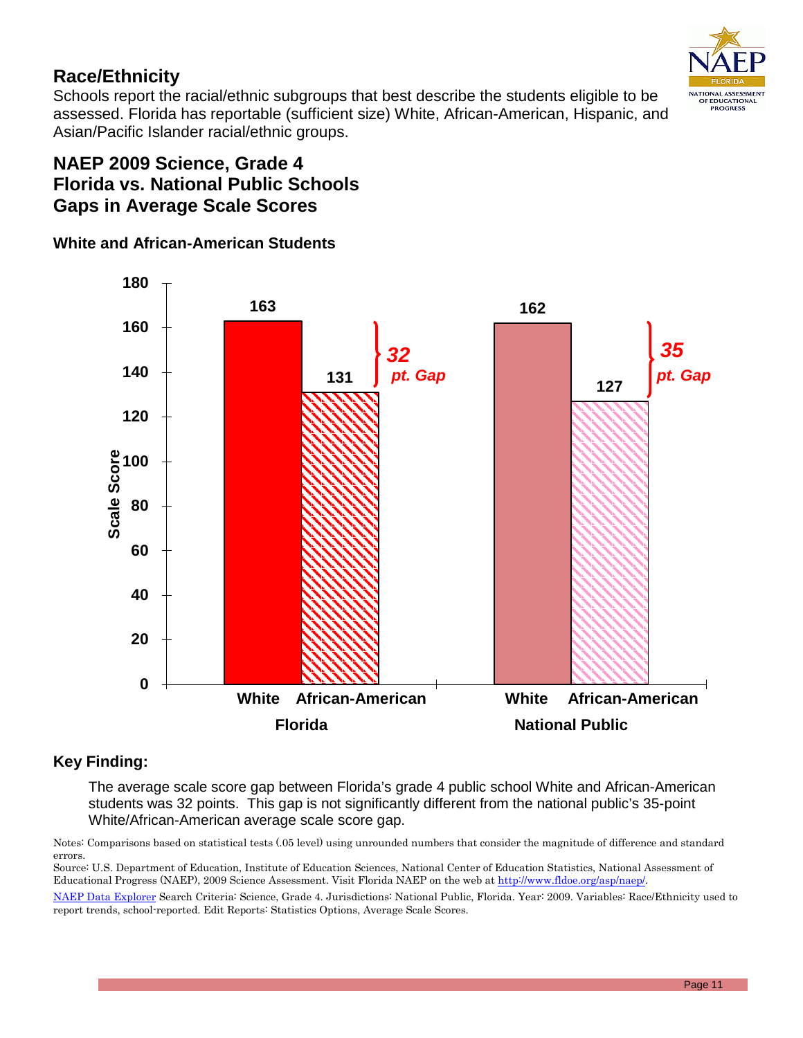## Race/Ethnicity

Schools report the racial/ethnic subgroups that best describe the students eligible to be assessed. Florida has reportable (sufficient size) White, African-American, Hispanic, and Asian/Pacific Islander racial/ethnic groups.

## NAEP 2009 Science, Grade 4
## Florida vs. National Public Schools
## Gaps in Average Scale Scores

### White and African-American Students

| | White | African-American | Gap |
|---|---|---|---|
| Florida | 163 | 131 | 32 pt. Gap |
| National Public | 162 | 127 | 35 pt. Gap |

### Key Finding:

The average scale score gap between Florida's grade 4 public school White and African-American students was 32 points. This gap is not significantly different from the national public's 35-point White/African-American average scale score gap.

Notes: Comparisons based on statistical tests (.05 level) using unrounded numbers that consider the magnitude of difference and standard errors.

Source: U.S. Department of Education, Institute of Education Sciences, National Center of Education Statistics, National Assessment of Educational Progress (NAEP), 2009 Science Assessment. Visit Florida NAEP on the web at http://www.fldoe.org/asp/naep/.

NAEP Data Explorer Search Criteria: Science, Grade 4. Jurisdictions: National Public, Florida. Year: 2009. Variables: Race/Ethnicity used to report trends, school-reported. Edit Reports: Statistics Options, Average Scale Scores.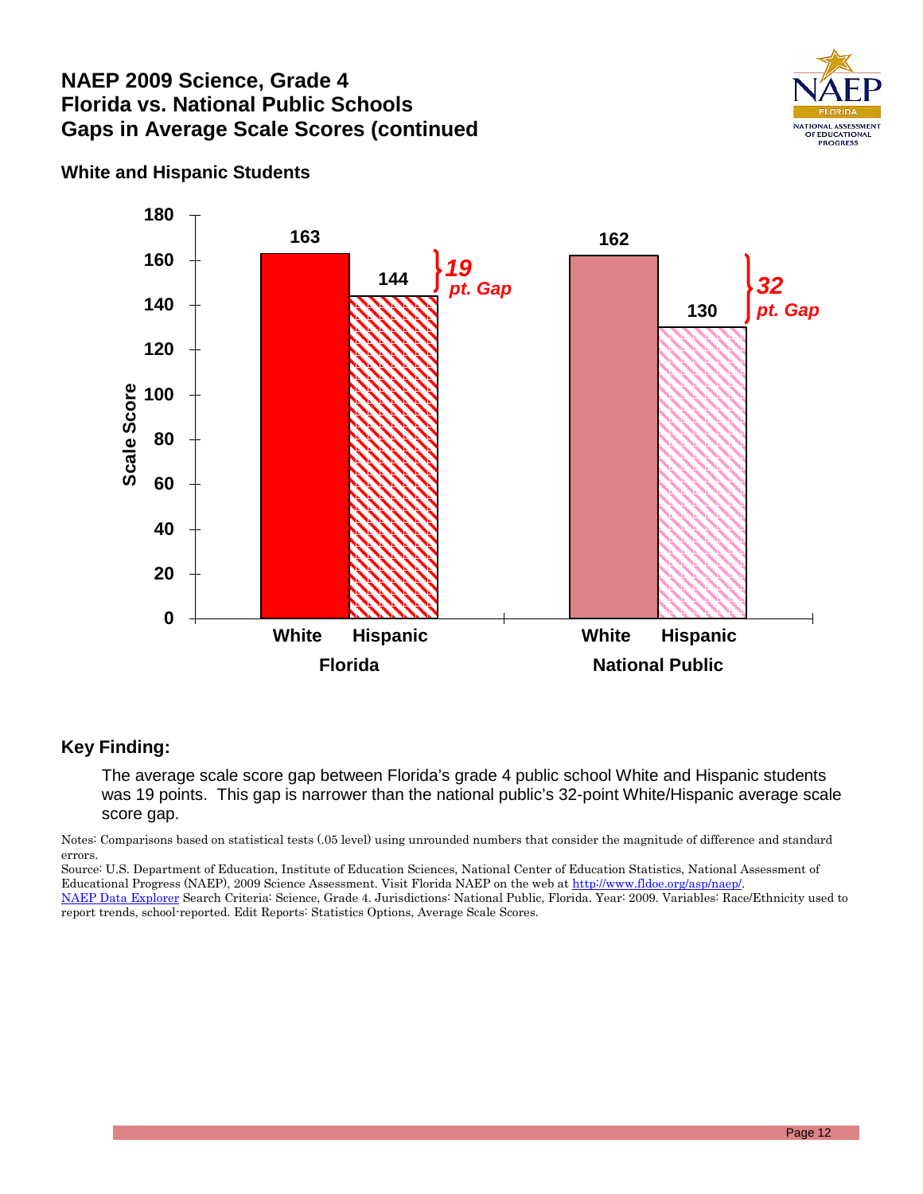# NAEP 2009 Science, Grade 4
# Florida vs. National Public Schools
# Gaps in Average Scale Scores (continued

### White and Hispanic Students

| | White | Hispanic | Gap |
|---|---|---|---|
| Florida | 163 | 144 | 19 pt. Gap |
| National Public | 162 | 130 | 32 pt. Gap |

### Key Finding:

The average scale score gap between Florida's grade 4 public school White and Hispanic students was 19 points. This gap is narrower than the national public's 32-point White/Hispanic average scale score gap.

Notes: Comparisons based on statistical tests (.05 level) using unrounded numbers that consider the magnitude of difference and standard errors.
Source: U.S. Department of Education, Institute of Education Sciences, National Center of Education Statistics, National Assessment of Educational Progress (NAEP), 2009 Science Assessment. Visit Florida NAEP on the web at http://www.fldoe.org/asp/naep/.
NAEP Data Explorer Search Criteria: Science, Grade 4. Jurisdictions: National Public, Florida. Year: 2009. Variables: Race/Ethnicity used to report trends, school-reported. Edit Reports: Statistics Options, Average Scale Scores.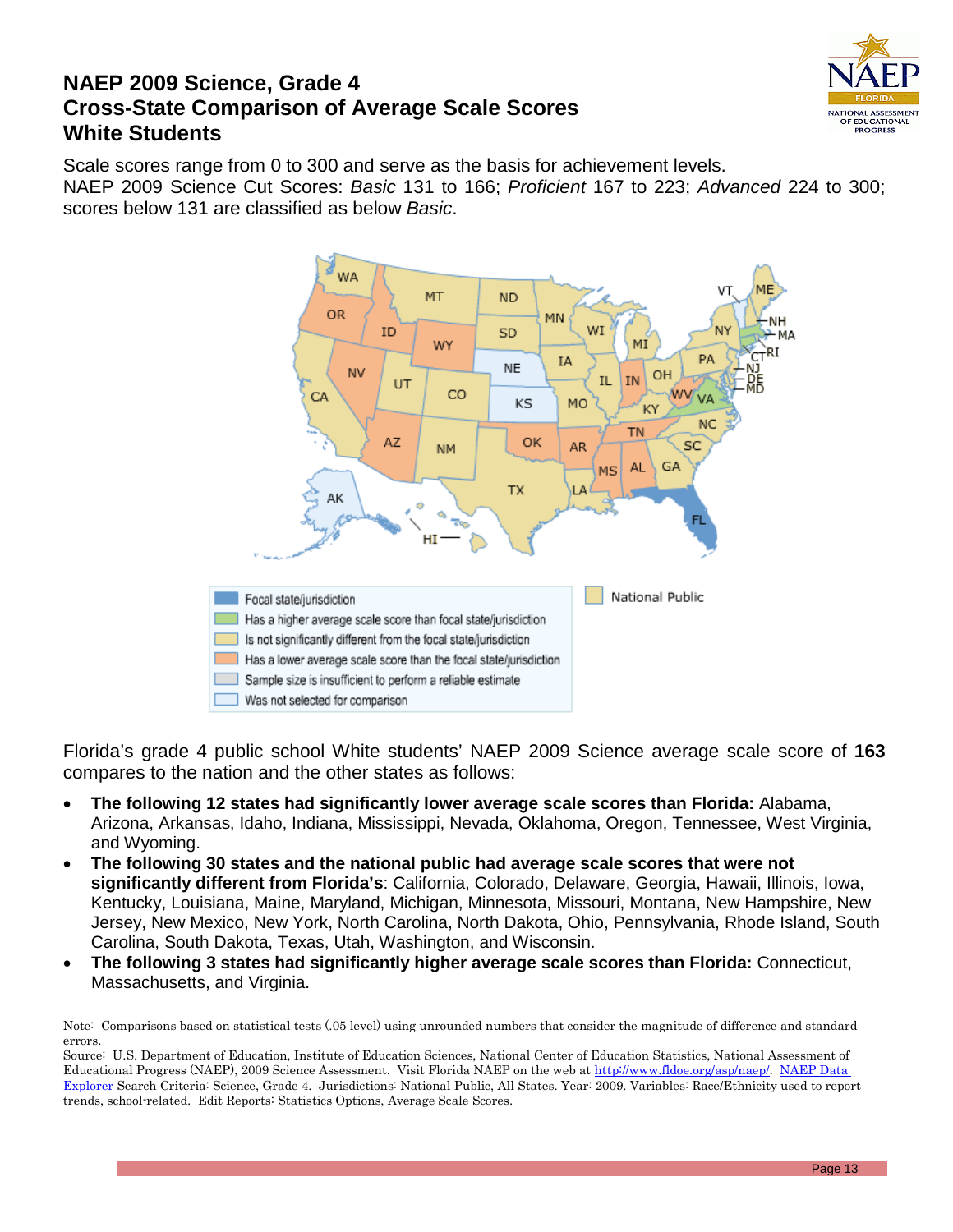# NAEP 2009 Science, Grade 4
# Cross-State Comparison of Average Scale Scores
# White Students

Scale scores range from 0 to 300 and serve as the basis for achievement levels.
NAEP 2009 Science Cut Scores: *Basic* 131 to 166; *Proficient* 167 to 223; *Advanced* 224 to 300; scores below 131 are classified as below *Basic*.

Focal state/jurisdiction
Has a higher average scale score than focal state/jurisdiction
Is not significantly different from the focal state/jurisdiction
Has a lower average scale score than the focal state/jurisdiction
Sample size is insufficient to perform a reliable estimate
Was not selected for comparison

National Public

Florida's grade 4 public school White students' NAEP 2009 Science average scale score of **163** compares to the nation and the other states as follows:

- **The following 12 states had significantly lower average scale scores than Florida:** Alabama, Arizona, Arkansas, Idaho, Indiana, Mississippi, Nevada, Oklahoma, Oregon, Tennessee, West Virginia, and Wyoming.
- **The following 30 states and the national public had average scale scores that were not significantly different from Florida's**: California, Colorado, Delaware, Georgia, Hawaii, Illinois, Iowa, Kentucky, Louisiana, Maine, Maryland, Michigan, Minnesota, Missouri, Montana, New Hampshire, New Jersey, New Mexico, New York, North Carolina, North Dakota, Ohio, Pennsylvania, Rhode Island, South Carolina, South Dakota, Texas, Utah, Washington, and Wisconsin.
- **The following 3 states had significantly higher average scale scores than Florida:** Connecticut, Massachusetts, and Virginia.

Note: Comparisons based on statistical tests (.05 level) using unrounded numbers that consider the magnitude of difference and standard errors.
Source: U.S. Department of Education, Institute of Education Sciences, National Center of Education Statistics, National Assessment of Educational Progress (NAEP), 2009 Science Assessment. Visit Florida NAEP on the web at http://www.fldoe.org/asp/naep/. NAEP Data Explorer Search Criteria: Science, Grade 4. Jurisdictions: National Public, All States. Year: 2009. Variables: Race/Ethnicity used to report trends, school-related. Edit Reports: Statistics Options, Average Scale Scores.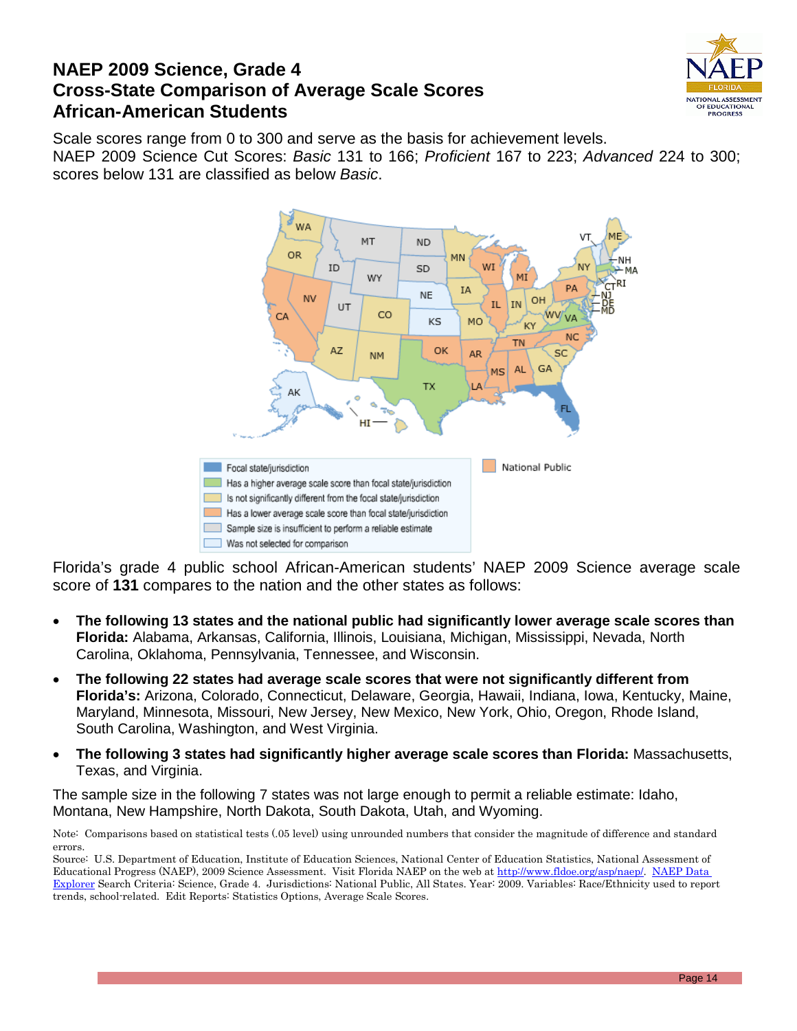# NAEP 2009 Science, Grade 4
# Cross-State Comparison of Average Scale Scores
# African-American Students

Scale scores range from 0 to 300 and serve as the basis for achievement levels.
NAEP 2009 Science Cut Scores: *Basic* 131 to 166; *Proficient* 167 to 223; *Advanced* 224 to 300; scores below 131 are classified as below *Basic*.

Focal state/jurisdiction
Has a higher average scale score than focal state/jurisdiction
Is not significantly different from the focal state/jurisdiction
Has a lower average scale score than focal state/jurisdiction
Sample size is insufficient to perform a reliable estimate
Was not selected for comparison

National Public

Florida's grade 4 public school African-American students' NAEP 2009 Science average scale score of **131** compares to the nation and the other states as follows:

- **The following 13 states and the national public had significantly lower average scale scores than Florida:** Alabama, Arkansas, California, Illinois, Louisiana, Michigan, Mississippi, Nevada, North Carolina, Oklahoma, Pennsylvania, Tennessee, and Wisconsin.
- **The following 22 states had average scale scores that were not significantly different from Florida's:** Arizona, Colorado, Connecticut, Delaware, Georgia, Hawaii, Indiana, Iowa, Kentucky, Maine, Maryland, Minnesota, Missouri, New Jersey, New Mexico, New York, Ohio, Oregon, Rhode Island, South Carolina, Washington, and West Virginia.
- **The following 3 states had significantly higher average scale scores than Florida:** Massachusetts, Texas, and Virginia.

The sample size in the following 7 states was not large enough to permit a reliable estimate: Idaho, Montana, New Hampshire, North Dakota, South Dakota, Utah, and Wyoming.

Note: Comparisons based on statistical tests (.05 level) using unrounded numbers that consider the magnitude of difference and standard errors.
Source: U.S. Department of Education, Institute of Education Sciences, National Center of Education Statistics, National Assessment of Educational Progress (NAEP), 2009 Science Assessment. Visit Florida NAEP on the web at http://www.fldoe.org/asp/naep/. NAEP Data Explorer Search Criteria: Science, Grade 4. Jurisdictions: National Public, All States. Year: 2009. Variables: Race/Ethnicity used to report trends, school-related. Edit Reports: Statistics Options, Average Scale Scores.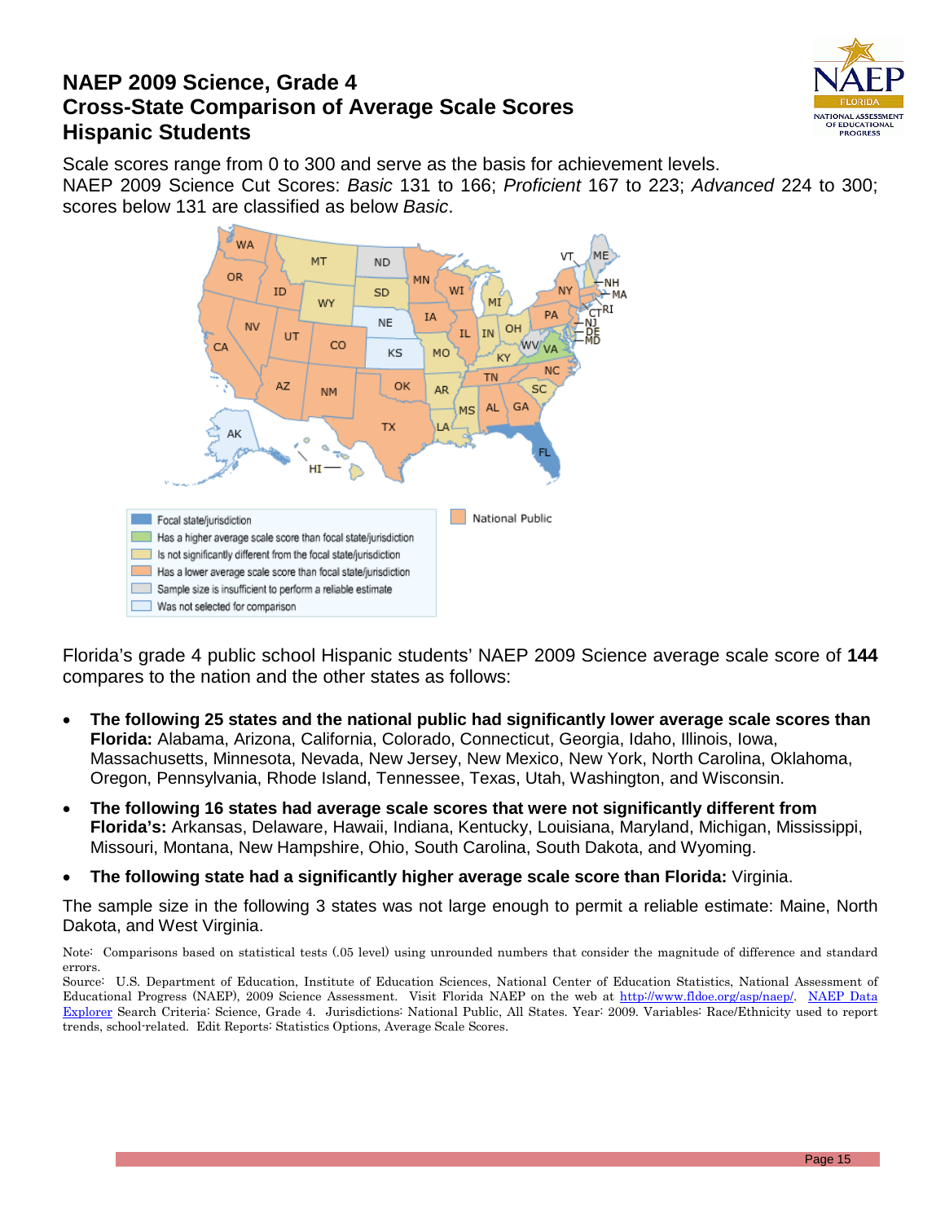# NAEP 2009 Science, Grade 4
# Cross-State Comparison of Average Scale Scores
# Hispanic Students

Scale scores range from 0 to 300 and serve as the basis for achievement levels.
NAEP 2009 Science Cut Scores: *Basic* 131 to 166; *Proficient* 167 to 223; *Advanced* 224 to 300; scores below 131 are classified as below *Basic*.

- Focal state/jurisdiction
- Has a higher average scale score than focal state/jurisdiction
- Is not significantly different from the focal state/jurisdiction
- Has a lower average scale score than focal state/jurisdiction
- Sample size is insufficient to perform a reliable estimate
- Was not selected for comparison

National Public

Florida's grade 4 public school Hispanic students' NAEP 2009 Science average scale score of **144** compares to the nation and the other states as follows:

- **The following 25 states and the national public had significantly lower average scale scores than Florida:** Alabama, Arizona, California, Colorado, Connecticut, Georgia, Idaho, Illinois, Iowa, Massachusetts, Minnesota, Nevada, New Jersey, New Mexico, New York, North Carolina, Oklahoma, Oregon, Pennsylvania, Rhode Island, Tennessee, Texas, Utah, Washington, and Wisconsin.
- **The following 16 states had average scale scores that were not significantly different from Florida's:** Arkansas, Delaware, Hawaii, Indiana, Kentucky, Louisiana, Maryland, Michigan, Mississippi, Missouri, Montana, New Hampshire, Ohio, South Carolina, South Dakota, and Wyoming.
- **The following state had a significantly higher average scale score than Florida:** Virginia.

The sample size in the following 3 states was not large enough to permit a reliable estimate: Maine, North Dakota, and West Virginia.

Note: Comparisons based on statistical tests (.05 level) using unrounded numbers that consider the magnitude of difference and standard errors.
Source: U.S. Department of Education, Institute of Education Sciences, National Center of Education Statistics, National Assessment of Educational Progress (NAEP), 2009 Science Assessment. Visit Florida NAEP on the web at http://www.fldoe.org/asp/naep/. NAEP Data Explorer Search Criteria: Science, Grade 4. Jurisdictions: National Public, All States. Year: 2009. Variables: Race/Ethnicity used to report trends, school-related. Edit Reports: Statistics Options, Average Scale Scores.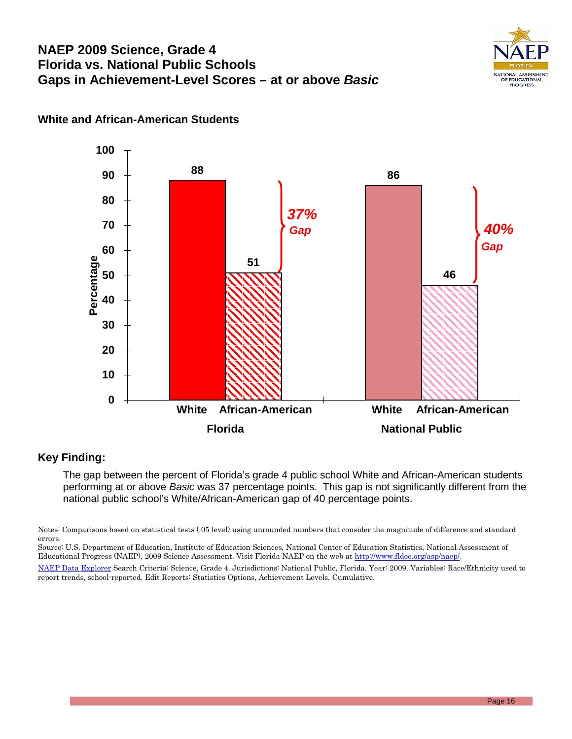# NAEP 2009 Science, Grade 4
# Florida vs. National Public Schools
# Gaps in Achievement-Level Scores – at or above *Basic*

### White and African-American Students

| | White | African-American | Gap |
|---|---|---|---|
| Florida | 88 | 51 | 37% Gap |
| National Public | 86 | 46 | 40% Gap |

### Key Finding:

The gap between the percent of Florida's grade 4 public school White and African-American students performing at or above *Basic* was 37 percentage points. This gap is not significantly different from the national public school's White/African-American gap of 40 percentage points.

Notes: Comparisons based on statistical tests (.05 level) using unrounded numbers that consider the magnitude of difference and standard errors.

Source: U.S. Department of Education, Institute of Education Sciences, National Center of Education Statistics, National Assessment of Educational Progress (NAEP), 2009 Science Assessment. Visit Florida NAEP on the web at http://www.fldoe.org/asp/naep/.

NAEP Data Explorer Search Criteria: Science, Grade 4. Jurisdictions: National Public, Florida. Year: 2009. Variables: Race/Ethnicity used to report trends, school-reported. Edit Reports: Statistics Options, Achievement Levels, Cumulative.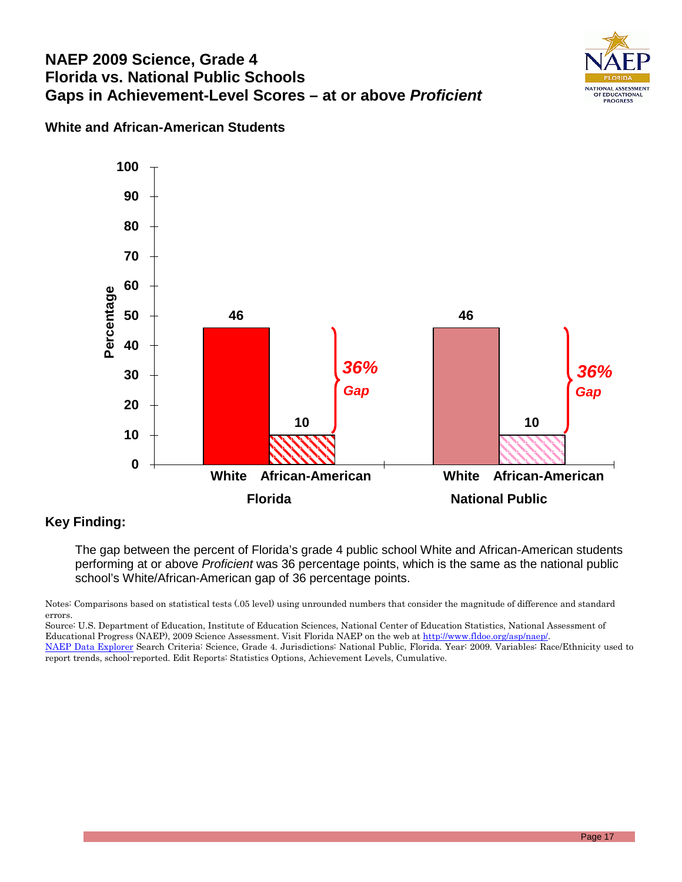# NAEP 2009 Science, Grade 4
# Florida vs. National Public Schools
# Gaps in Achievement-Level Scores – at or above *Proficient*

### White and African-American Students

| | White | African-American | Gap |
|---|---|---|---|
| Florida | 46 | 10 | 36% Gap |
| National Public | 46 | 10 | 36% Gap |

### Key Finding:

The gap between the percent of Florida's grade 4 public school White and African-American students performing at or above *Proficient* was 36 percentage points, which is the same as the national public school's White/African-American gap of 36 percentage points.

Notes: Comparisons based on statistical tests (.05 level) using unrounded numbers that consider the magnitude of difference and standard errors.
Source: U.S. Department of Education, Institute of Education Sciences, National Center of Education Statistics, National Assessment of Educational Progress (NAEP), 2009 Science Assessment. Visit Florida NAEP on the web at http://www.fldoe.org/asp/naep/.
NAEP Data Explorer Search Criteria: Science, Grade 4. Jurisdictions: National Public, Florida. Year: 2009. Variables: Race/Ethnicity used to report trends, school-reported. Edit Reports: Statistics Options, Achievement Levels, Cumulative.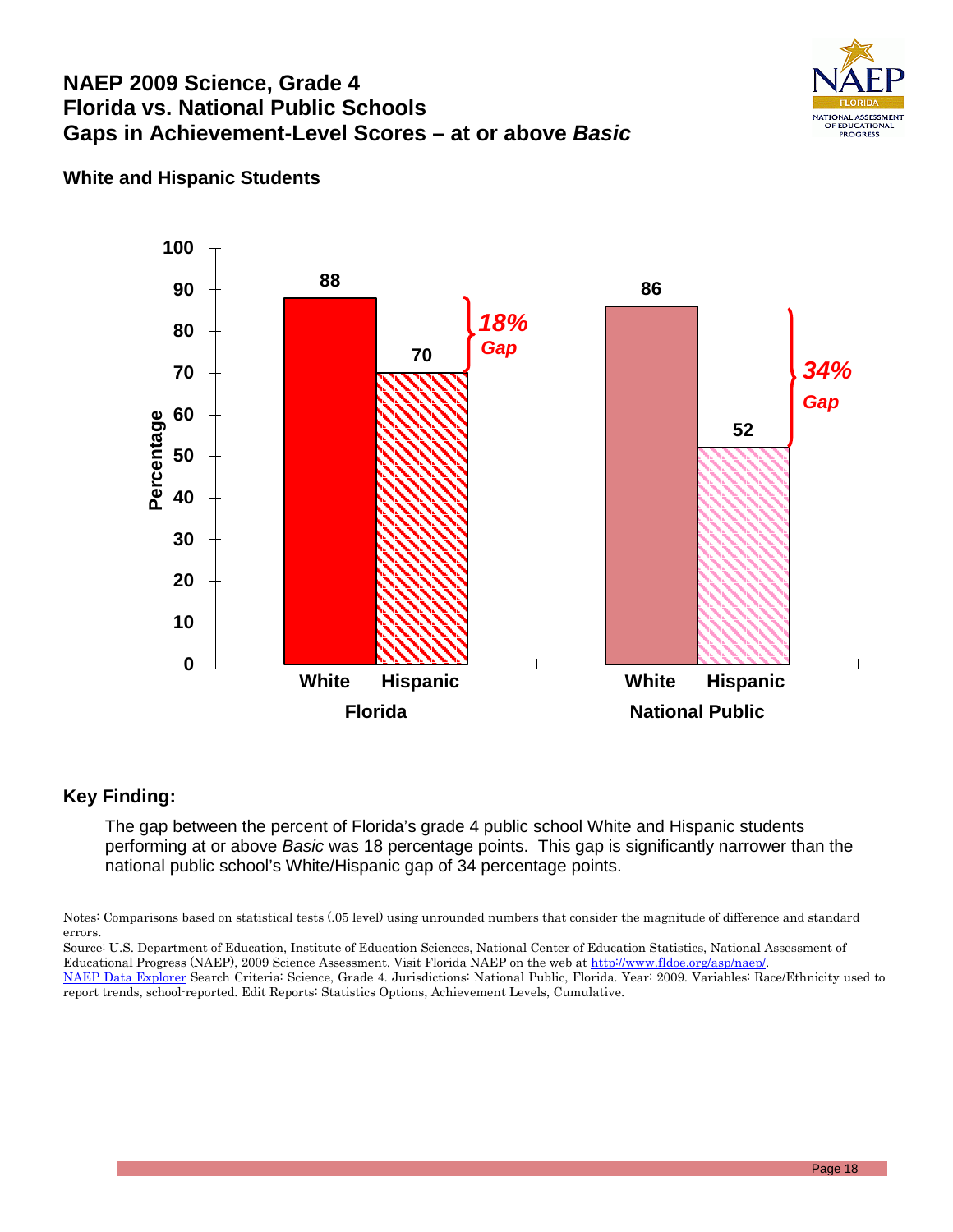# NAEP 2009 Science, Grade 4
# Florida vs. National Public Schools
# Gaps in Achievement-Level Scores – at or above *Basic*

**White and Hispanic Students**

| | White | Hispanic | Gap |
|---|---|---|---|
| Florida | 88 | 70 | *18% Gap* |
| National Public | 86 | 52 | *34% Gap* |

## Key Finding:

The gap between the percent of Florida's grade 4 public school White and Hispanic students performing at or above *Basic* was 18 percentage points. This gap is significantly narrower than the national public school's White/Hispanic gap of 34 percentage points.

Notes: Comparisons based on statistical tests (.05 level) using unrounded numbers that consider the magnitude of difference and standard errors.

Source: U.S. Department of Education, Institute of Education Sciences, National Center of Education Statistics, National Assessment of Educational Progress (NAEP), 2009 Science Assessment. Visit Florida NAEP on the web at http://www.fldoe.org/asp/naep/.

NAEP Data Explorer Search Criteria: Science, Grade 4. Jurisdictions: National Public, Florida. Year: 2009. Variables: Race/Ethnicity used to report trends, school-reported. Edit Reports: Statistics Options, Achievement Levels, Cumulative.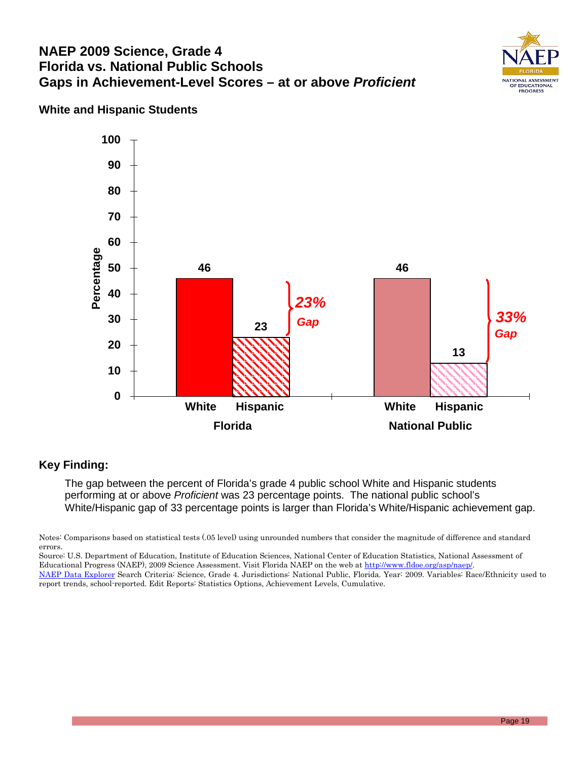# NAEP 2009 Science, Grade 4
# Florida vs. National Public Schools
# Gaps in Achievement-Level Scores – at or above *Proficient*

### White and Hispanic Students

| | White | Hispanic | Gap |
|---|---|---|---|
| Florida | 46 | 23 | 23% Gap |
| National Public | 46 | 13 | 33% Gap |

## Key Finding:

The gap between the percent of Florida's grade 4 public school White and Hispanic students performing at or above *Proficient* was 23 percentage points. The national public school's White/Hispanic gap of 33 percentage points is larger than Florida's White/Hispanic achievement gap.

Notes: Comparisons based on statistical tests (.05 level) using unrounded numbers that consider the magnitude of difference and standard errors.

Source: U.S. Department of Education, Institute of Education Sciences, National Center of Education Statistics, National Assessment of Educational Progress (NAEP), 2009 Science Assessment. Visit Florida NAEP on the web at http://www.fldoe.org/asp/naep/.

NAEP Data Explorer Search Criteria: Science, Grade 4. Jurisdictions: National Public, Florida. Year: 2009. Variables: Race/Ethnicity used to report trends, school-reported. Edit Reports: Statistics Options, Achievement Levels, Cumulative.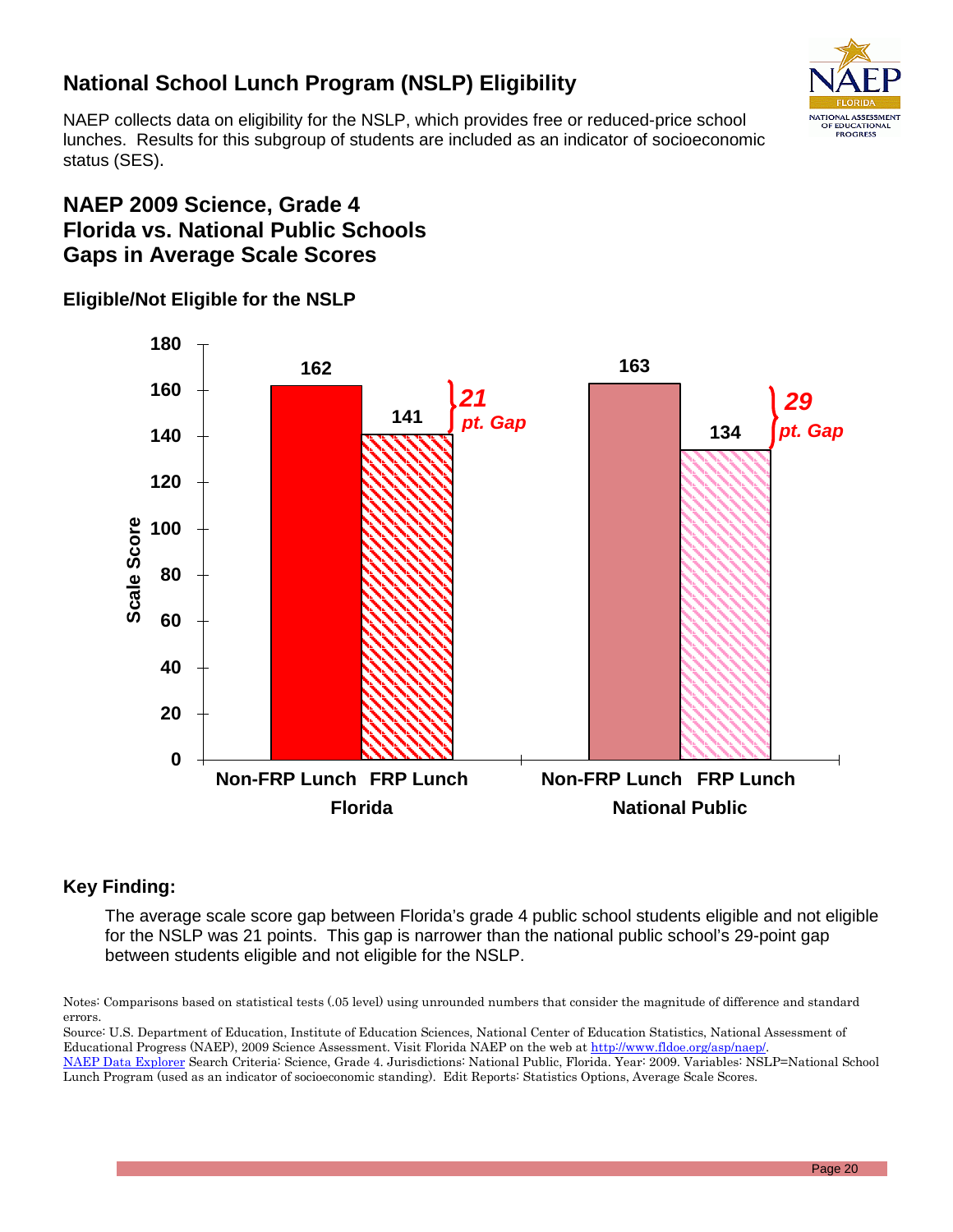## National School Lunch Program (NSLP) Eligibility

NAEP collects data on eligibility for the NSLP, which provides free or reduced-price school lunches. Results for this subgroup of students are included as an indicator of socioeconomic status (SES).

## NAEP 2009 Science, Grade 4
## Florida vs. National Public Schools
## Gaps in Average Scale Scores

### Eligible/Not Eligible for the NSLP

| | Non-FRP Lunch | FRP Lunch | Gap |
|---|---|---|---|
| Florida | 162 | 141 | 21 pt. Gap |
| National Public | 163 | 134 | 29 pt. Gap |

### Key Finding:

The average scale score gap between Florida's grade 4 public school students eligible and not eligible for the NSLP was 21 points. This gap is narrower than the national public school's 29-point gap between students eligible and not eligible for the NSLP.

Notes: Comparisons based on statistical tests (.05 level) using unrounded numbers that consider the magnitude of difference and standard errors.

Source: U.S. Department of Education, Institute of Education Sciences, National Center of Education Statistics, National Assessment of Educational Progress (NAEP), 2009 Science Assessment. Visit Florida NAEP on the web at http://www.fldoe.org/asp/naep/.

NAEP Data Explorer Search Criteria: Science, Grade 4. Jurisdictions: National Public, Florida. Year: 2009. Variables: NSLP=National School Lunch Program (used as an indicator of socioeconomic standing). Edit Reports: Statistics Options, Average Scale Scores.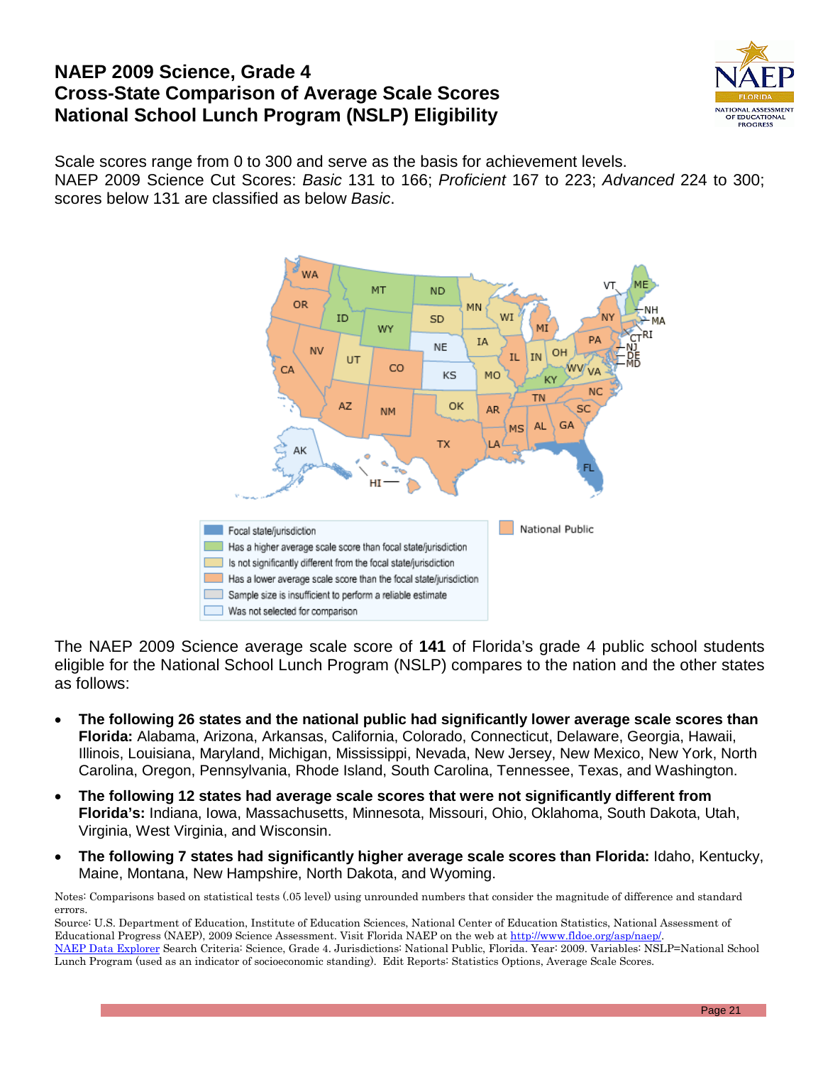# NAEP 2009 Science, Grade 4
# Cross-State Comparison of Average Scale Scores
# National School Lunch Program (NSLP) Eligibility

Scale scores range from 0 to 300 and serve as the basis for achievement levels.
NAEP 2009 Science Cut Scores: *Basic* 131 to 166; *Proficient* 167 to 223; *Advanced* 224 to 300; scores below 131 are classified as below *Basic*.

- Focal state/jurisdiction
- Has a higher average scale score than focal state/jurisdiction
- Is not significantly different from the focal state/jurisdiction
- Has a lower average scale score than the focal state/jurisdiction
- Sample size is insufficient to perform a reliable estimate
- Was not selected for comparison
- National Public

The NAEP 2009 Science average scale score of **141** of Florida's grade 4 public school students eligible for the National School Lunch Program (NSLP) compares to the nation and the other states as follows:

- **The following 26 states and the national public had significantly lower average scale scores than Florida:** Alabama, Arizona, Arkansas, California, Colorado, Connecticut, Delaware, Georgia, Hawaii, Illinois, Louisiana, Maryland, Michigan, Mississippi, Nevada, New Jersey, New Mexico, New York, North Carolina, Oregon, Pennsylvania, Rhode Island, South Carolina, Tennessee, Texas, and Washington.
- **The following 12 states had average scale scores that were not significantly different from Florida's:** Indiana, Iowa, Massachusetts, Minnesota, Missouri, Ohio, Oklahoma, South Dakota, Utah, Virginia, West Virginia, and Wisconsin.
- **The following 7 states had significantly higher average scale scores than Florida:** Idaho, Kentucky, Maine, Montana, New Hampshire, North Dakota, and Wyoming.

Notes: Comparisons based on statistical tests (.05 level) using unrounded numbers that consider the magnitude of difference and standard errors.
Source: U.S. Department of Education, Institute of Education Sciences, National Center of Education Statistics, National Assessment of Educational Progress (NAEP), 2009 Science Assessment. Visit Florida NAEP on the web at http://www.fldoe.org/asp/naep/.
NAEP Data Explorer Search Criteria: Science, Grade 4. Jurisdictions: National Public, Florida. Year: 2009. Variables: NSLP=National School Lunch Program (used as an indicator of socioeconomic standing). Edit Reports: Statistics Options, Average Scale Scores.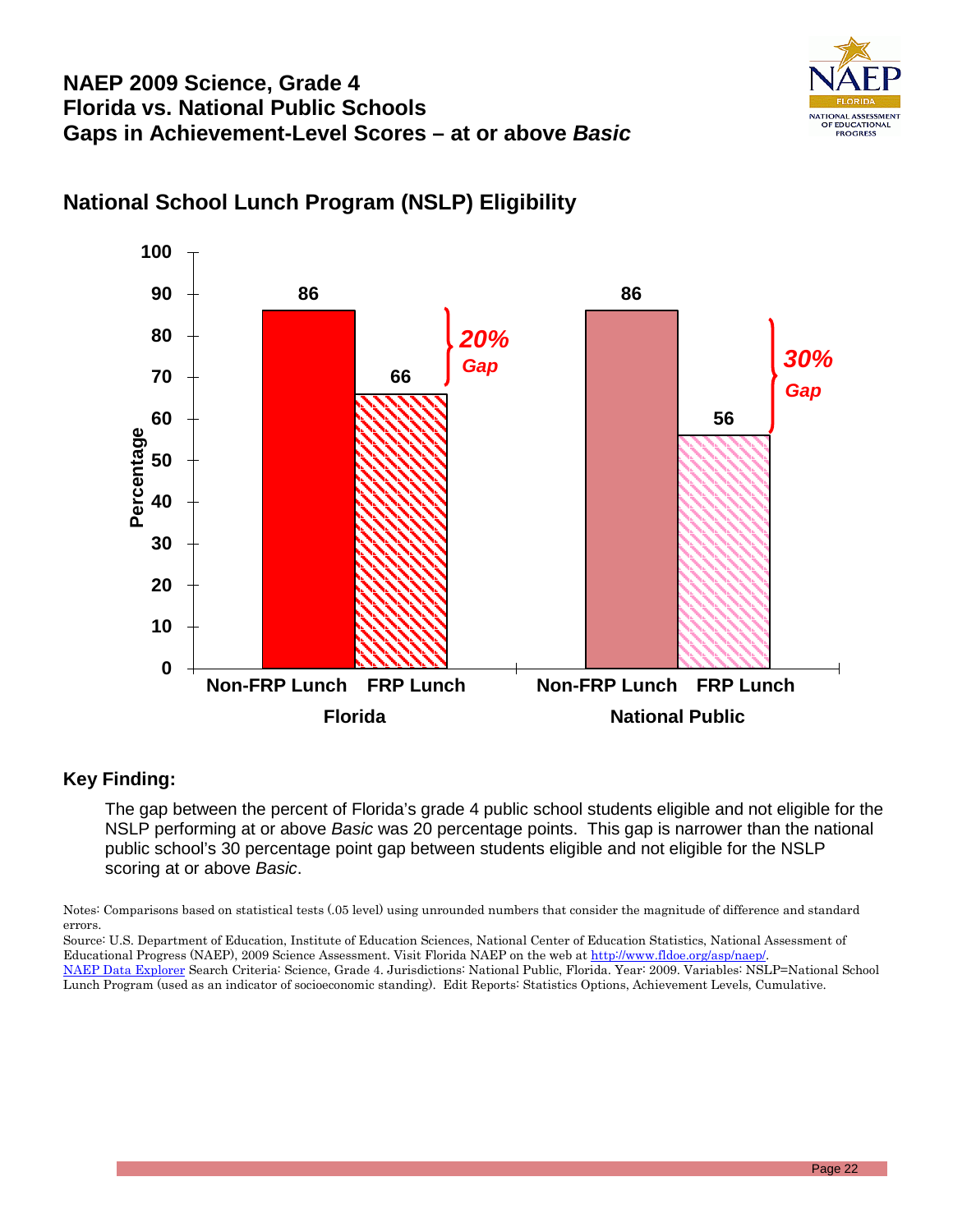# NAEP 2009 Science, Grade 4
# Florida vs. National Public Schools
# Gaps in Achievement-Level Scores – at or above *Basic*

## National School Lunch Program (NSLP) Eligibility

| | Non-FRP Lunch | FRP Lunch | Gap |
|---|---|---|---|
| Florida | 86 | 66 | 20% Gap |
| National Public | 86 | 56 | 30% Gap |

### Key Finding:

The gap between the percent of Florida's grade 4 public school students eligible and not eligible for the NSLP performing at or above *Basic* was 20 percentage points. This gap is narrower than the national public school's 30 percentage point gap between students eligible and not eligible for the NSLP scoring at or above *Basic*.

Notes: Comparisons based on statistical tests (.05 level) using unrounded numbers that consider the magnitude of difference and standard errors.

Source: U.S. Department of Education, Institute of Education Sciences, National Center of Education Statistics, National Assessment of Educational Progress (NAEP), 2009 Science Assessment. Visit Florida NAEP on the web at http://www.fldoe.org/asp/naep/.
NAEP Data Explorer Search Criteria: Science, Grade 4. Jurisdictions: National Public, Florida. Year: 2009. Variables: NSLP=National School Lunch Program (used as an indicator of socioeconomic standing). Edit Reports: Statistics Options, Achievement Levels, Cumulative.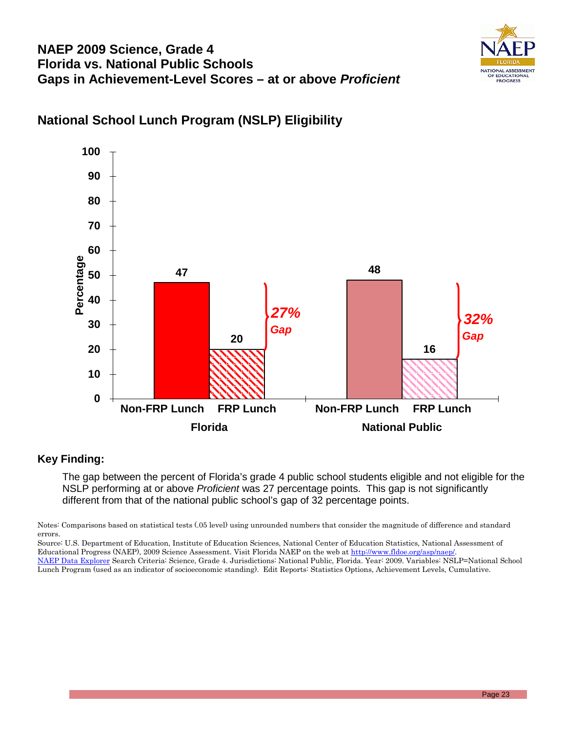# NAEP 2009 Science, Grade 4
# Florida vs. National Public Schools
# Gaps in Achievement-Level Scores – at or above *Proficient*

## National School Lunch Program (NSLP) Eligibility

| | Non-FRP Lunch | FRP Lunch | Gap |
|---|---|---|---|
| Florida | 47 | 20 | 27% Gap |
| National Public | 48 | 16 | 32% Gap |

### Key Finding:

The gap between the percent of Florida's grade 4 public school students eligible and not eligible for the NSLP performing at or above *Proficient* was 27 percentage points. This gap is not significantly different from that of the national public school's gap of 32 percentage points.

Notes: Comparisons based on statistical tests (.05 level) using unrounded numbers that consider the magnitude of difference and standard errors.

Source: U.S. Department of Education, Institute of Education Sciences, National Center of Education Statistics, National Assessment of Educational Progress (NAEP), 2009 Science Assessment. Visit Florida NAEP on the web at http://www.fldoe.org/asp/naep/.

NAEP Data Explorer Search Criteria: Science, Grade 4. Jurisdictions: National Public, Florida. Year: 2009. Variables: NSLP=National School Lunch Program (used as an indicator of socioeconomic standing). Edit Reports: Statistics Options, Achievement Levels, Cumulative.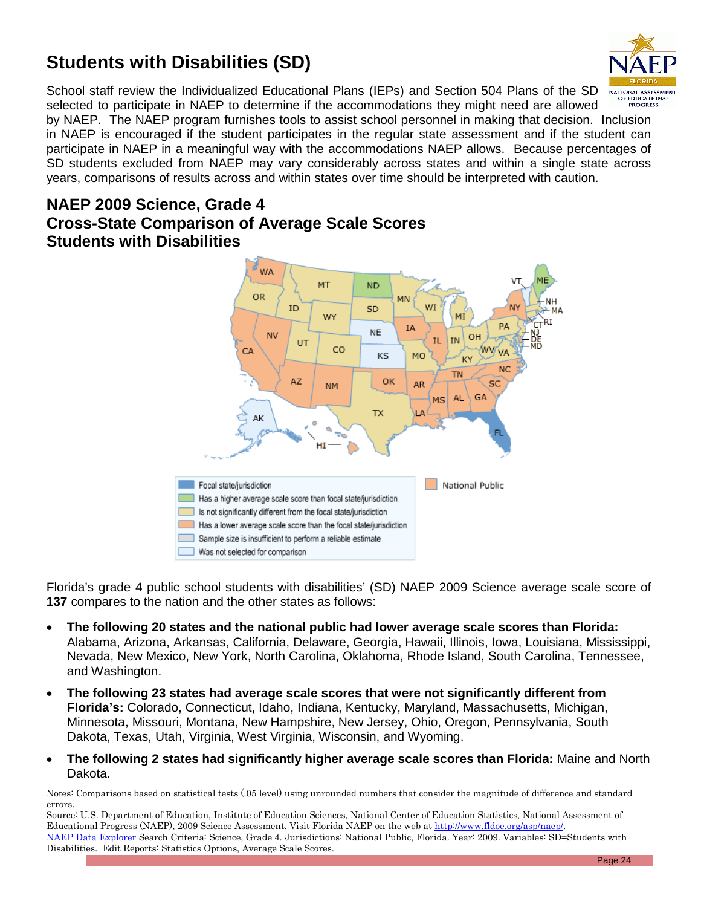# Students with Disabilities (SD)

School staff review the Individualized Educational Plans (IEPs) and Section 504 Plans of the SD selected to participate in NAEP to determine if the accommodations they might need are allowed by NAEP. The NAEP program furnishes tools to assist school personnel in making that decision. Inclusion in NAEP is encouraged if the student participates in the regular state assessment and if the student can participate in NAEP in a meaningful way with the accommodations NAEP allows. Because percentages of SD students excluded from NAEP may vary considerably across states and within a single state across years, comparisons of results across and within states over time should be interpreted with caution.

## NAEP 2009 Science, Grade 4
## Cross-State Comparison of Average Scale Scores
## Students with Disabilities

Focal state/jurisdiction
Has a higher average scale score than focal state/jurisdiction
Is not significantly different from the focal state/jurisdiction
Has a lower average scale score than the focal state/jurisdiction
Sample size is insufficient to perform a reliable estimate
Was not selected for comparison

National Public

Florida's grade 4 public school students with disabilities' (SD) NAEP 2009 Science average scale score of **137** compares to the nation and the other states as follows:

- **The following 20 states and the national public had lower average scale scores than Florida:** Alabama, Arizona, Arkansas, California, Delaware, Georgia, Hawaii, Illinois, Iowa, Louisiana, Mississippi, Nevada, New Mexico, New York, North Carolina, Oklahoma, Rhode Island, South Carolina, Tennessee, and Washington.
- **The following 23 states had average scale scores that were not significantly different from Florida's:** Colorado, Connecticut, Idaho, Indiana, Kentucky, Maryland, Massachusetts, Michigan, Minnesota, Missouri, Montana, New Hampshire, New Jersey, Ohio, Oregon, Pennsylvania, South Dakota, Texas, Utah, Virginia, West Virginia, Wisconsin, and Wyoming.
- **The following 2 states had significantly higher average scale scores than Florida:** Maine and North Dakota.

Notes: Comparisons based on statistical tests (.05 level) using unrounded numbers that consider the magnitude of difference and standard errors.

Source: U.S. Department of Education, Institute of Education Sciences, National Center of Education Statistics, National Assessment of Educational Progress (NAEP), 2009 Science Assessment. Visit Florida NAEP on the web at http://www.fldoe.org/asp/naep/.

NAEP Data Explorer Search Criteria: Science, Grade 4. Jurisdictions: National Public, Florida. Year: 2009. Variables: SD=Students with Disabilities. Edit Reports: Statistics Options, Average Scale Scores.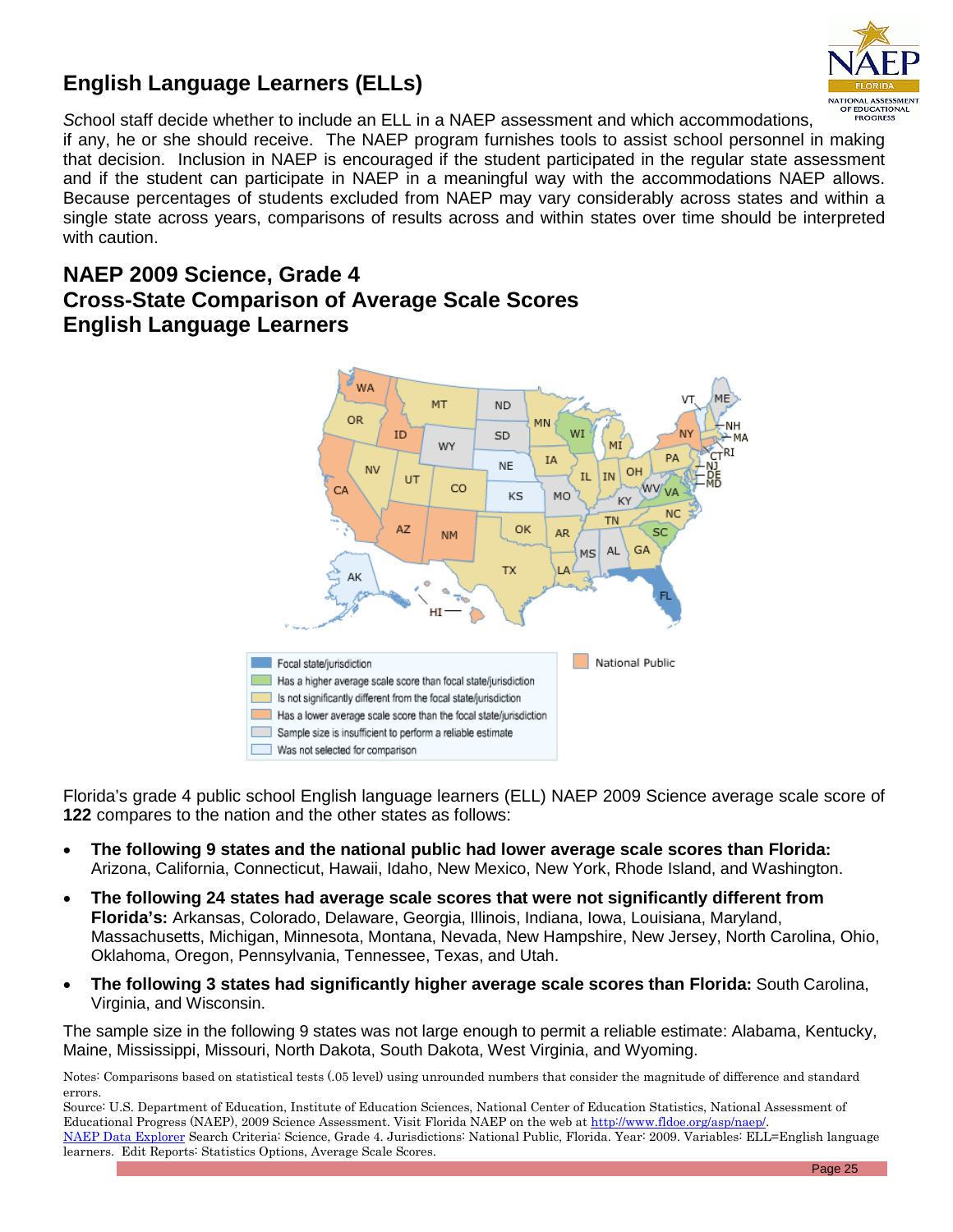## English Language Learners (ELLs)

School staff decide whether to include an ELL in a NAEP assessment and which accommodations, if any, he or she should receive. The NAEP program furnishes tools to assist school personnel in making that decision. Inclusion in NAEP is encouraged if the student participated in the regular state assessment and if the student can participate in NAEP in a meaningful way with the accommodations NAEP allows. Because percentages of students excluded from NAEP may vary considerably across states and within a single state across years, comparisons of results across and within states over time should be interpreted with caution.

## NAEP 2009 Science, Grade 4
## Cross-State Comparison of Average Scale Scores
## English Language Learners

- Focal state/jurisdiction
- Has a higher average scale score than focal state/jurisdiction
- Is not significantly different from the focal state/jurisdiction
- Has a lower average scale score than the focal state/jurisdiction
- Sample size is insufficient to perform a reliable estimate
- Was not selected for comparison

National Public

Florida's grade 4 public school English language learners (ELL) NAEP 2009 Science average scale score of **122** compares to the nation and the other states as follows:

- **The following 9 states and the national public had lower average scale scores than Florida:** Arizona, California, Connecticut, Hawaii, Idaho, New Mexico, New York, Rhode Island, and Washington.
- **The following 24 states had average scale scores that were not significantly different from Florida's:** Arkansas, Colorado, Delaware, Georgia, Illinois, Indiana, Iowa, Louisiana, Maryland, Massachusetts, Michigan, Minnesota, Montana, Nevada, New Hampshire, New Jersey, North Carolina, Ohio, Oklahoma, Oregon, Pennsylvania, Tennessee, Texas, and Utah.
- **The following 3 states had significantly higher average scale scores than Florida:** South Carolina, Virginia, and Wisconsin.

The sample size in the following 9 states was not large enough to permit a reliable estimate: Alabama, Kentucky, Maine, Mississippi, Missouri, North Dakota, South Dakota, West Virginia, and Wyoming.

Notes: Comparisons based on statistical tests (.05 level) using unrounded numbers that consider the magnitude of difference and standard errors.

Source: U.S. Department of Education, Institute of Education Sciences, National Center of Education Statistics, National Assessment of Educational Progress (NAEP), 2009 Science Assessment. Visit Florida NAEP on the web at http://www.fldoe.org/asp/naep/.

NAEP Data Explorer Search Criteria: Science, Grade 4. Jurisdictions: National Public, Florida. Year: 2009. Variables: ELL=English language learners. Edit Reports: Statistics Options, Average Scale Scores.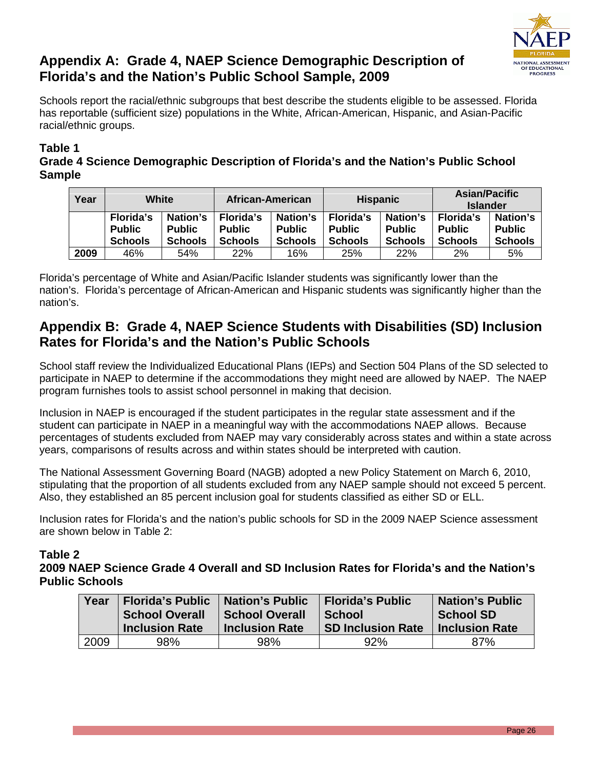## Appendix A: Grade 4, NAEP Science Demographic Description of Florida's and the Nation's Public School Sample, 2009

Schools report the racial/ethnic subgroups that best describe the students eligible to be assessed. Florida has reportable (sufficient size) populations in the White, African-American, Hispanic, and Asian-Pacific racial/ethnic groups.

**Table 1**
**Grade 4 Science Demographic Description of Florida's and the Nation's Public School Sample**

| Year | White | | African-American | | Hispanic | | Asian/Pacific Islander | |
|---|---|---|---|---|---|---|---|---|
| | Florida's Public Schools | Nation's Public Schools | Florida's Public Schools | Nation's Public Schools | Florida's Public Schools | Nation's Public Schools | Florida's Public Schools | Nation's Public Schools |
| **2009** | 46% | 54% | 22% | 16% | 25% | 22% | 2% | 5% |

Florida's percentage of White and Asian/Pacific Islander students was significantly lower than the nation's. Florida's percentage of African-American and Hispanic students was significantly higher than the nation's.

## Appendix B: Grade 4, NAEP Science Students with Disabilities (SD) Inclusion Rates for Florida's and the Nation's Public Schools

School staff review the Individualized Educational Plans (IEPs) and Section 504 Plans of the SD selected to participate in NAEP to determine if the accommodations they might need are allowed by NAEP. The NAEP program furnishes tools to assist school personnel in making that decision.

Inclusion in NAEP is encouraged if the student participates in the regular state assessment and if the student can participate in NAEP in a meaningful way with the accommodations NAEP allows. Because percentages of students excluded from NAEP may vary considerably across states and within a state across years, comparisons of results across and within states should be interpreted with caution.

The National Assessment Governing Board (NAGB) adopted a new Policy Statement on March 6, 2010, stipulating that the proportion of all students excluded from any NAEP sample should not exceed 5 percent. Also, they established an 85 percent inclusion goal for students classified as either SD or ELL.

Inclusion rates for Florida's and the nation's public schools for SD in the 2009 NAEP Science assessment are shown below in Table 2:

**Table 2**
**2009 NAEP Science Grade 4 Overall and SD Inclusion Rates for Florida's and the Nation's Public Schools**

| Year | Florida's Public School Overall Inclusion Rate | Nation's Public School Overall Inclusion Rate | Florida's Public School SD Inclusion Rate | Nation's Public School SD Inclusion Rate |
|---|---|---|---|---|
| 2009 | 98% | 98% | 92% | 87% |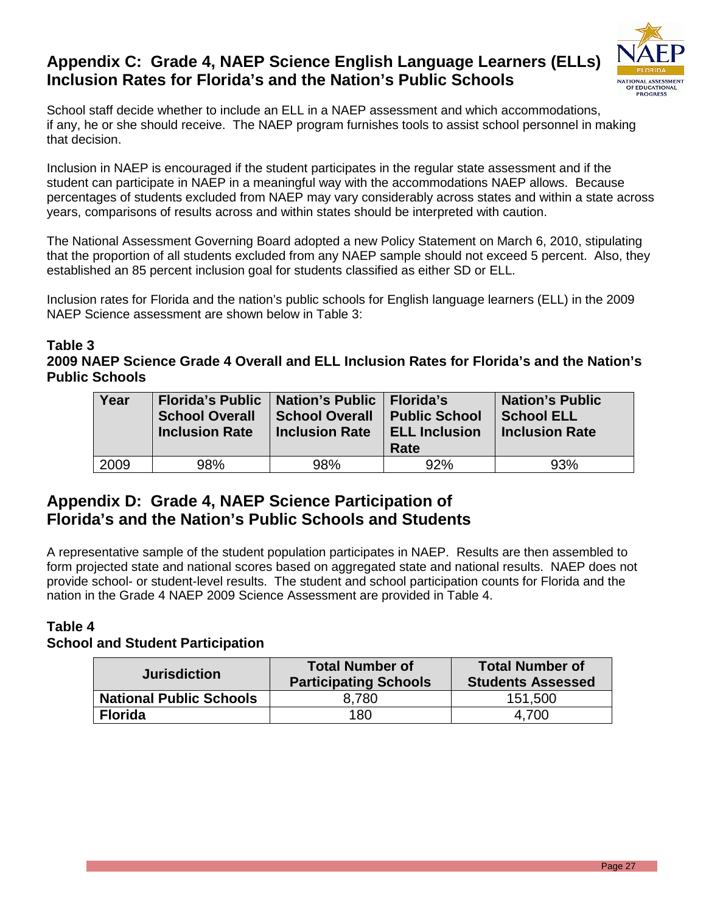## Appendix C: Grade 4, NAEP Science English Language Learners (ELLs) Inclusion Rates for Florida's and the Nation's Public Schools

School staff decide whether to include an ELL in a NAEP assessment and which accommodations, if any, he or she should receive. The NAEP program furnishes tools to assist school personnel in making that decision.

Inclusion in NAEP is encouraged if the student participates in the regular state assessment and if the student can participate in NAEP in a meaningful way with the accommodations NAEP allows. Because percentages of students excluded from NAEP may vary considerably across states and within a state across years, comparisons of results across and within states should be interpreted with caution.

The National Assessment Governing Board adopted a new Policy Statement on March 6, 2010, stipulating that the proportion of all students excluded from any NAEP sample should not exceed 5 percent. Also, they established an 85 percent inclusion goal for students classified as either SD or ELL.

Inclusion rates for Florida and the nation's public schools for English language learners (ELL) in the 2009 NAEP Science assessment are shown below in Table 3:

**Table 3**
**2009 NAEP Science Grade 4 Overall and ELL Inclusion Rates for Florida's and the Nation's Public Schools**

| Year | Florida's Public School Overall Inclusion Rate | Nation's Public School Overall Inclusion Rate | Florida's Public School ELL Inclusion Rate | Nation's Public School ELL Inclusion Rate |
|---|---|---|---|---|
| 2009 | 98% | 98% | 92% | 93% |

## Appendix D: Grade 4, NAEP Science Participation of Florida's and the Nation's Public Schools and Students

A representative sample of the student population participates in NAEP. Results are then assembled to form projected state and national scores based on aggregated state and national results. NAEP does not provide school- or student-level results. The student and school participation counts for Florida and the nation in the Grade 4 NAEP 2009 Science Assessment are provided in Table 4.

**Table 4**
**School and Student Participation**

| Jurisdiction | Total Number of Participating Schools | Total Number of Students Assessed |
|---|---|---|
| **National Public Schools** | 8,780 | 151,500 |
| **Florida** | 180 | 4,700 |